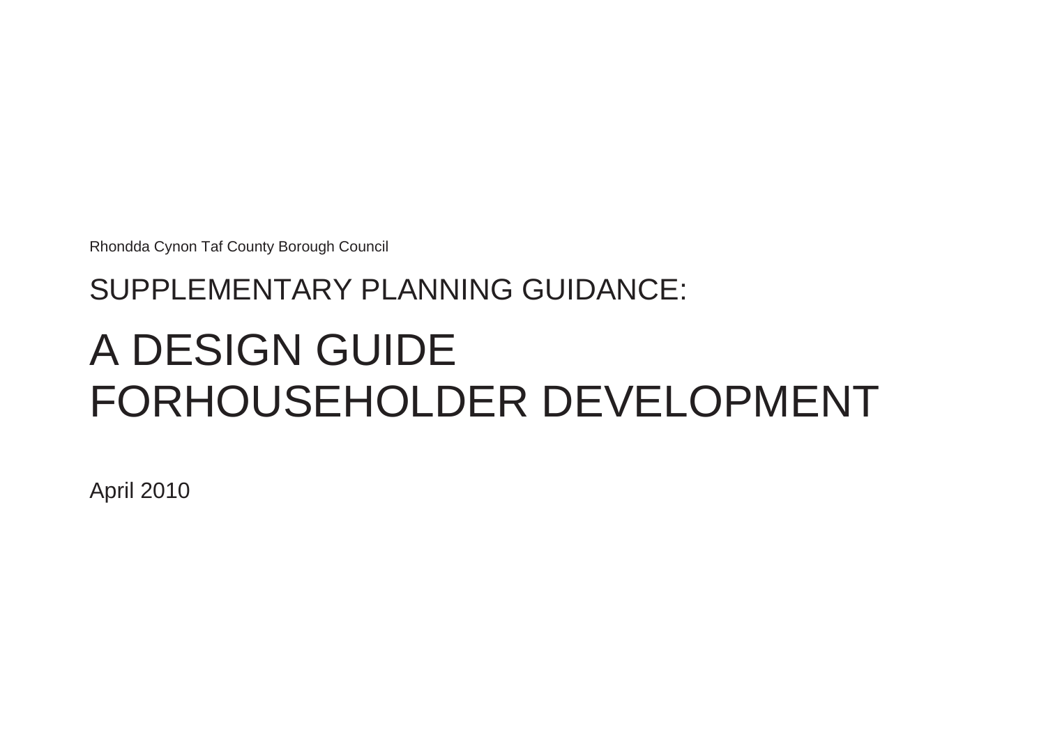Rhondda Cynon Taf County Borough Council

## SUPPLEMENTARY PLANNING GUIDANCE:

# A DESIGN GUIDE FORHOUSEHOLDER DEVELOPMENT

April 2010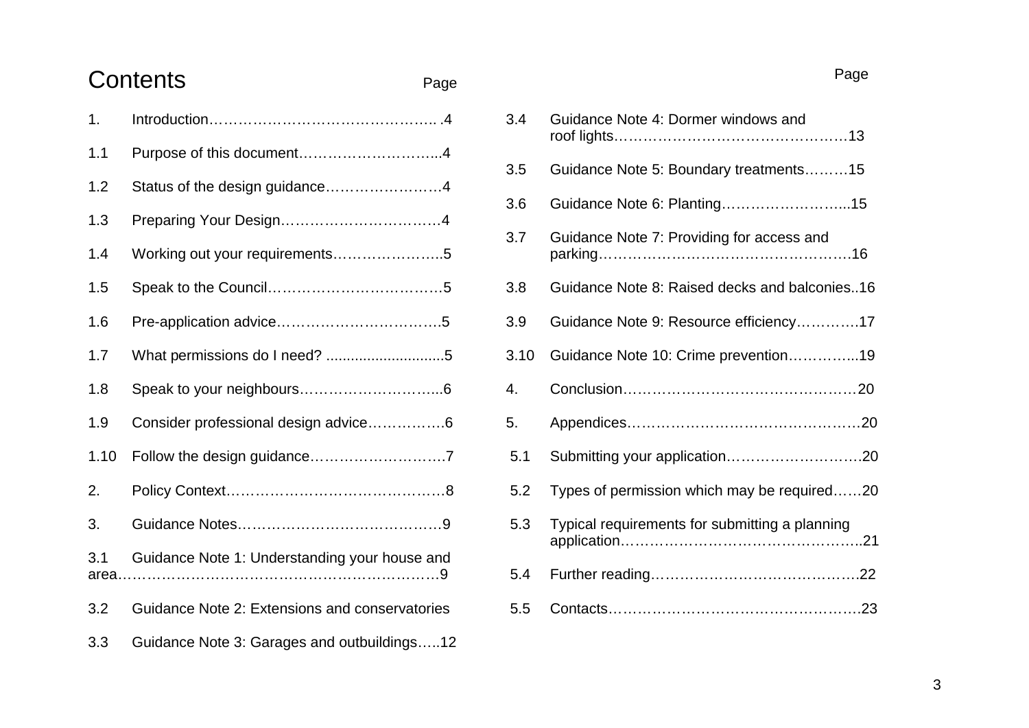# Contents

| | | Page |
|---|---|---|
| 1. | Introduction | 4 |
| 1.1 | Purpose of this document | 4 |
| 1.2 | Status of the design guidance | 4 |
| 1.3 | Preparing Your Design | 4 |
| 1.4 | Working out your requirements | 5 |
| 1.5 | Speak to the Council | 5 |
| 1.6 | Pre-application advice | 5 |
| 1.7 | What permissions do I need? | 5 |
| 1.8 | Speak to your neighbours | 6 |
| 1.9 | Consider professional design advice | 6 |
| 1.10 | Follow the design guidance | 7 |
| 2. | Policy Context | 8 |
| 3. | Guidance Notes | 9 |
| 3.1 | Guidance Note 1: Understanding your house and area | 9 |
| 3.2 | Guidance Note 2: Extensions and conservatories | |
| 3.3 | Guidance Note 3: Garages and outbuildings | 12 |
| 3.4 | Guidance Note 4: Dormer windows and roof lights | 13 |
| 3.5 | Guidance Note 5: Boundary treatments | 15 |
| 3.6 | Guidance Note 6: Planting | 15 |
| 3.7 | Guidance Note 7: Providing for access and parking | 16 |
| 3.8 | Guidance Note 8: Raised decks and balconies | 16 |
| 3.9 | Guidance Note 9: Resource efficiency | 17 |
| 3.10 | Guidance Note 10: Crime prevention | 19 |
| 4. | Conclusion | 20 |
| 5. | Appendices | 20 |
| 5.1 | Submitting your application | 20 |
| 5.2 | Types of permission which may be required | 20 |
| 5.3 | Typical requirements for submitting a planning application | 21 |
| 5.4 | Further reading | 22 |
| 5.5 | Contacts | 23 |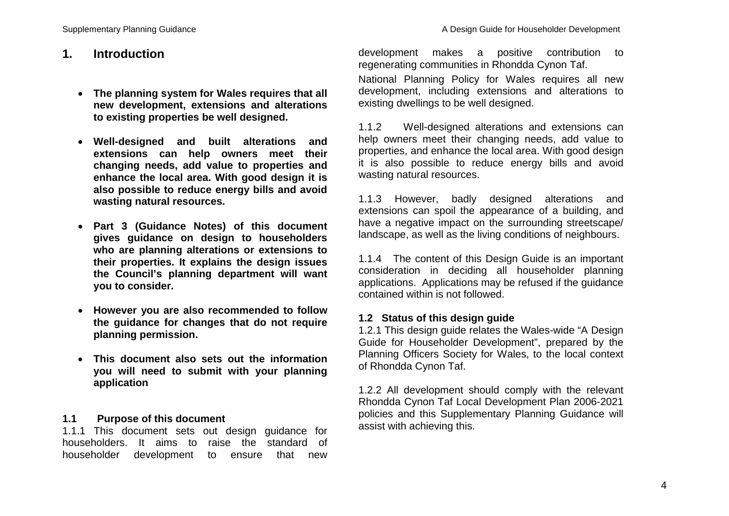# 1. Introduction

- **The planning system for Wales requires that all new development, extensions and alterations to existing properties be well designed.**
- **Well-designed and built alterations and extensions can help owners meet their changing needs, add value to properties and enhance the local area. With good design it is also possible to reduce energy bills and avoid wasting natural resources.**
- **Part 3 (Guidance Notes) of this document gives guidance on design to householders who are planning alterations or extensions to their properties. It explains the design issues the Council's planning department will want you to consider.**
- **However you are also recommended to follow the guidance for changes that do not require planning permission.**
- **This document also sets out the information you will need to submit with your planning application**

### 1.1 Purpose of this document

1.1.1 This document sets out design guidance for householders. It aims to raise the standard of householder development to ensure that new development makes a positive contribution to regenerating communities in Rhondda Cynon Taf.

National Planning Policy for Wales requires all new development, including extensions and alterations to existing dwellings to be well designed.

1.1.2 Well-designed alterations and extensions can help owners meet their changing needs, add value to properties, and enhance the local area. With good design it is also possible to reduce energy bills and avoid wasting natural resources.

1.1.3 However, badly designed alterations and extensions can spoil the appearance of a building, and have a negative impact on the surrounding streetscape/ landscape, as well as the living conditions of neighbours.

1.1.4 The content of this Design Guide is an important consideration in deciding all householder planning applications. Applications may be refused if the guidance contained within is not followed.

### 1.2 Status of this design guide

1.2.1 This design guide relates the Wales-wide "A Design Guide for Householder Development", prepared by the Planning Officers Society for Wales, to the local context of Rhondda Cynon Taf.

1.2.2 All development should comply with the relevant Rhondda Cynon Taf Local Development Plan 2006-2021 policies and this Supplementary Planning Guidance will assist with achieving this.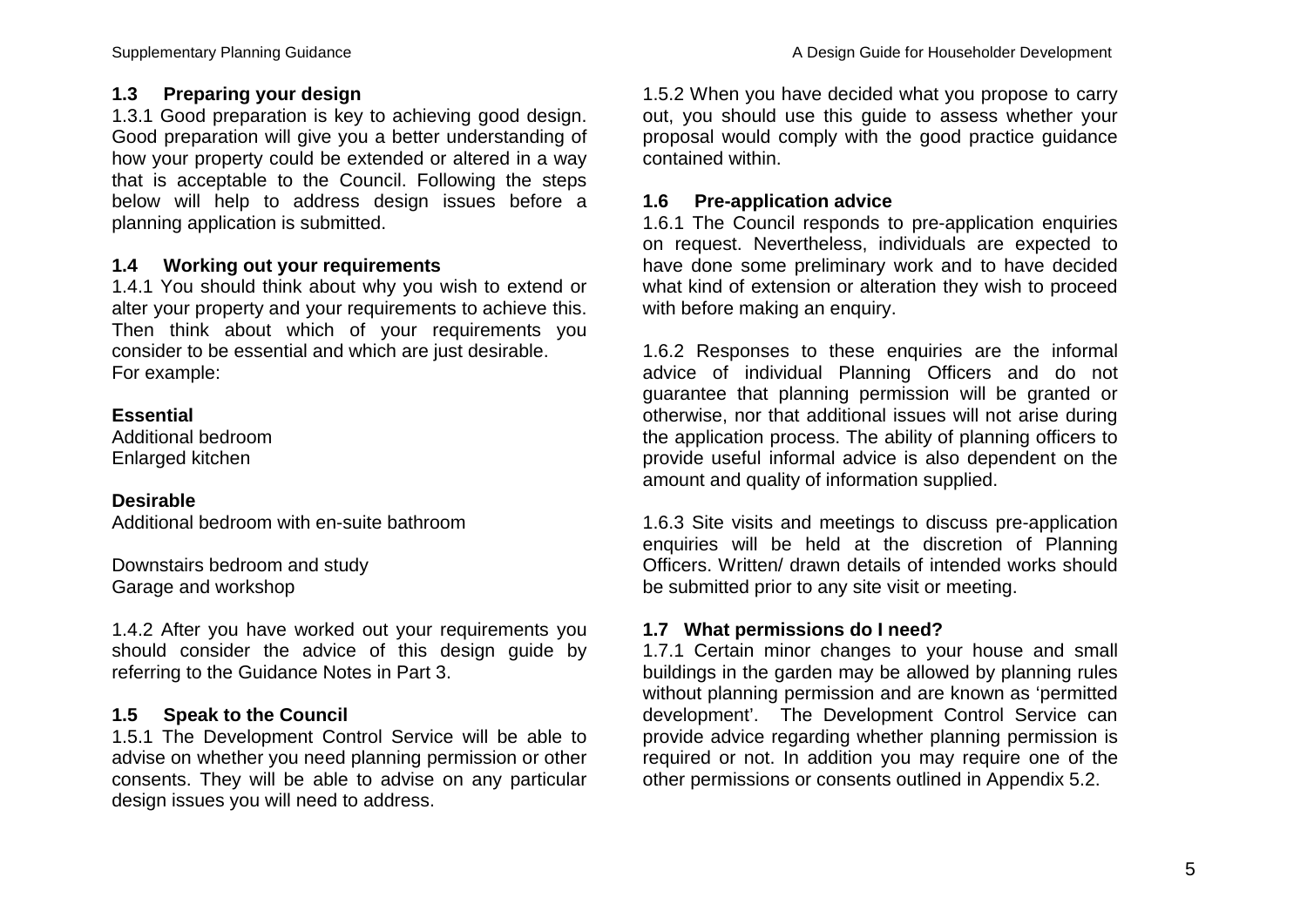## 1.3 Preparing your design

1.3.1 Good preparation is key to achieving good design. Good preparation will give you a better understanding of how your property could be extended or altered in a way that is acceptable to the Council. Following the steps below will help to address design issues before a planning application is submitted.

## 1.4 Working out your requirements

1.4.1 You should think about why you wish to extend or alter your property and your requirements to achieve this. Then think about which of your requirements you consider to be essential and which are just desirable. For example:

**Essential**
Additional bedroom
Enlarged kitchen

**Desirable**
Additional bedroom with en-suite bathroom

Downstairs bedroom and study
Garage and workshop

1.4.2 After you have worked out your requirements you should consider the advice of this design guide by referring to the Guidance Notes in Part 3.

## 1.5 Speak to the Council

1.5.1 The Development Control Service will be able to advise on whether you need planning permission or other consents. They will be able to advise on any particular design issues you will need to address.

1.5.2 When you have decided what you propose to carry out, you should use this guide to assess whether your proposal would comply with the good practice guidance contained within.

## 1.6 Pre-application advice

1.6.1 The Council responds to pre-application enquiries on request. Nevertheless, individuals are expected to have done some preliminary work and to have decided what kind of extension or alteration they wish to proceed with before making an enquiry.

1.6.2 Responses to these enquiries are the informal advice of individual Planning Officers and do not guarantee that planning permission will be granted or otherwise, nor that additional issues will not arise during the application process. The ability of planning officers to provide useful informal advice is also dependent on the amount and quality of information supplied.

1.6.3 Site visits and meetings to discuss pre-application enquiries will be held at the discretion of Planning Officers. Written/ drawn details of intended works should be submitted prior to any site visit or meeting.

## 1.7 What permissions do I need?

1.7.1 Certain minor changes to your house and small buildings in the garden may be allowed by planning rules without planning permission and are known as 'permitted development'. The Development Control Service can provide advice regarding whether planning permission is required or not. In addition you may require one of the other permissions or consents outlined in Appendix 5.2.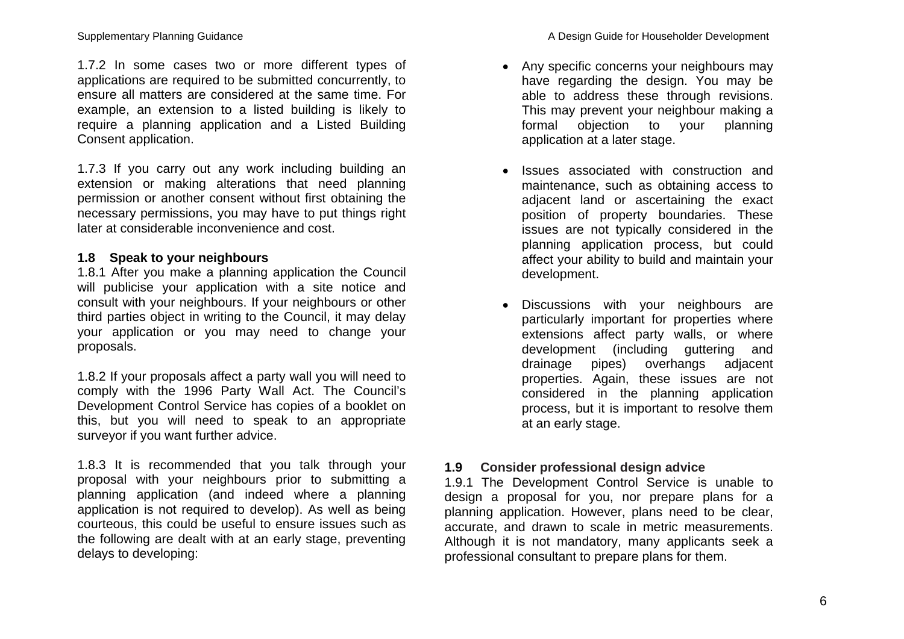1.7.2 In some cases two or more different types of applications are required to be submitted concurrently, to ensure all matters are considered at the same time. For example, an extension to a listed building is likely to require a planning application and a Listed Building Consent application.

1.7.3 If you carry out any work including building an extension or making alterations that need planning permission or another consent without first obtaining the necessary permissions, you may have to put things right later at considerable inconvenience and cost.

### 1.8 Speak to your neighbours

1.8.1 After you make a planning application the Council will publicise your application with a site notice and consult with your neighbours. If your neighbours or other third parties object in writing to the Council, it may delay your application or you may need to change your proposals.

1.8.2 If your proposals affect a party wall you will need to comply with the 1996 Party Wall Act. The Council's Development Control Service has copies of a booklet on this, but you will need to speak to an appropriate surveyor if you want further advice.

1.8.3 It is recommended that you talk through your proposal with your neighbours prior to submitting a planning application (and indeed where a planning application is not required to develop). As well as being courteous, this could be useful to ensure issues such as the following are dealt with at an early stage, preventing delays to developing:

- Any specific concerns your neighbours may have regarding the design. You may be able to address these through revisions. This may prevent your neighbour making a formal objection to your planning application at a later stage.
- Issues associated with construction and maintenance, such as obtaining access to adjacent land or ascertaining the exact position of property boundaries. These issues are not typically considered in the planning application process, but could affect your ability to build and maintain your development.
- Discussions with your neighbours are particularly important for properties where extensions affect party walls, or where development (including guttering and drainage pipes) overhangs adjacent properties. Again, these issues are not considered in the planning application process, but it is important to resolve them at an early stage.

### 1.9 Consider professional design advice

1.9.1 The Development Control Service is unable to design a proposal for you, nor prepare plans for a planning application. However, plans need to be clear, accurate, and drawn to scale in metric measurements. Although it is not mandatory, many applicants seek a professional consultant to prepare plans for them.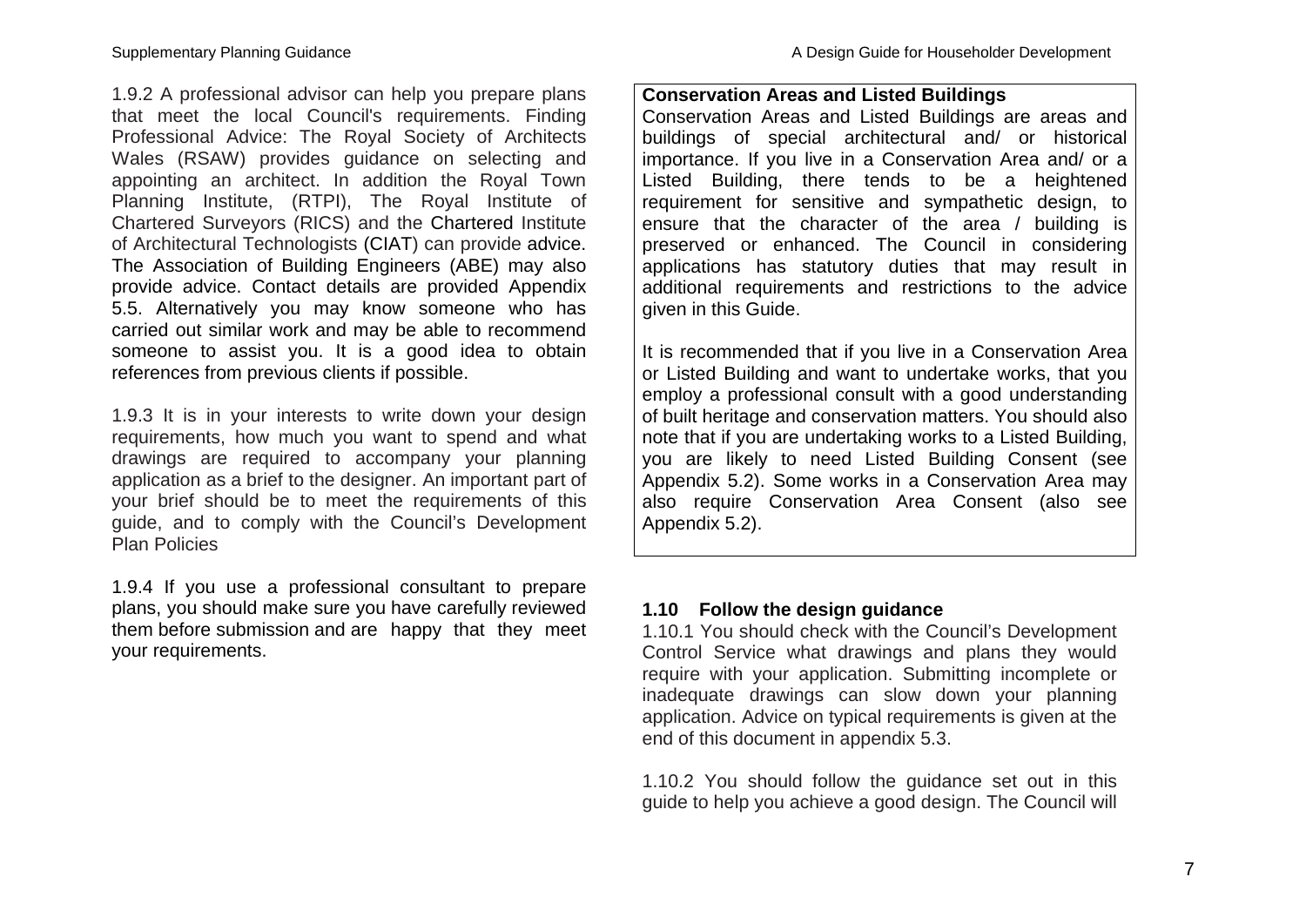1.9.2 A professional advisor can help you prepare plans that meet the local Council's requirements. Finding Professional Advice: The Royal Society of Architects Wales (RSAW) provides guidance on selecting and appointing an architect. In addition the Royal Town Planning Institute, (RTPI), The Royal Institute of Chartered Surveyors (RICS) and the Chartered Institute of Architectural Technologists (CIAT) can provide advice. The Association of Building Engineers (ABE) may also provide advice. Contact details are provided Appendix 5.5. Alternatively you may know someone who has carried out similar work and may be able to recommend someone to assist you. It is a good idea to obtain references from previous clients if possible.

1.9.3 It is in your interests to write down your design requirements, how much you want to spend and what drawings are required to accompany your planning application as a brief to the designer. An important part of your brief should be to meet the requirements of this guide, and to comply with the Council's Development Plan Policies

1.9.4 If you use a professional consultant to prepare plans, you should make sure you have carefully reviewed them before submission and are happy that they meet your requirements.

**Conservation Areas and Listed Buildings**

Conservation Areas and Listed Buildings are areas and buildings of special architectural and/ or historical importance. If you live in a Conservation Area and/ or a Listed Building, there tends to be a heightened requirement for sensitive and sympathetic design, to ensure that the character of the area / building is preserved or enhanced. The Council in considering applications has statutory duties that may result in additional requirements and restrictions to the advice given in this Guide.

It is recommended that if you live in a Conservation Area or Listed Building and want to undertake works, that you employ a professional consult with a good understanding of built heritage and conservation matters. You should also note that if you are undertaking works to a Listed Building, you are likely to need Listed Building Consent (see Appendix 5.2). Some works in a Conservation Area may also require Conservation Area Consent (also see Appendix 5.2).

### 1.10 Follow the design guidance

1.10.1 You should check with the Council's Development Control Service what drawings and plans they would require with your application. Submitting incomplete or inadequate drawings can slow down your planning application. Advice on typical requirements is given at the end of this document in appendix 5.3.

1.10.2 You should follow the guidance set out in this guide to help you achieve a good design. The Council will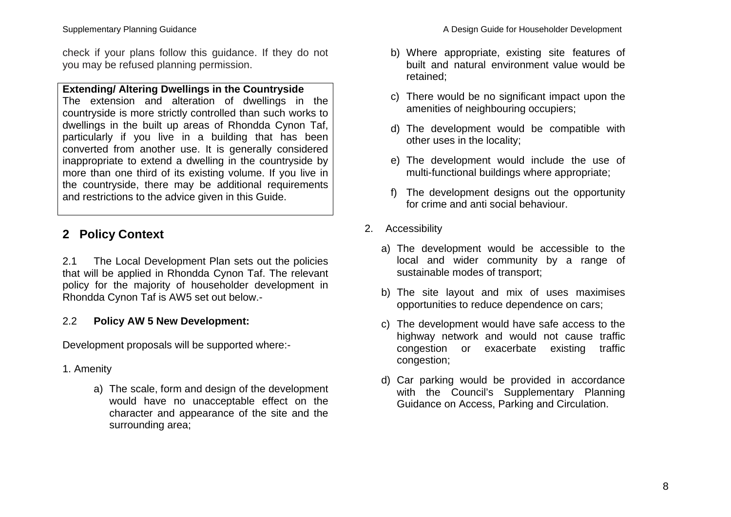check if your plans follow this guidance. If they do not you may be refused planning permission.

**Extending/ Altering Dwellings in the Countryside**
The extension and alteration of dwellings in the countryside is more strictly controlled than such works to dwellings in the built up areas of Rhondda Cynon Taf, particularly if you live in a building that has been converted from another use. It is generally considered inappropriate to extend a dwelling in the countryside by more than one third of its existing volume. If you live in the countryside, there may be additional requirements and restrictions to the advice given in this Guide.

## 2 Policy Context

2.1 The Local Development Plan sets out the policies that will be applied in Rhondda Cynon Taf. The relevant policy for the majority of householder development in Rhondda Cynon Taf is AW5 set out below.-

2.2 **Policy AW 5 New Development:**

Development proposals will be supported where:-

1. Amenity

   a) The scale, form and design of the development would have no unacceptable effect on the character and appearance of the site and the surrounding area;

   b) Where appropriate, existing site features of built and natural environment value would be retained;

   c) There would be no significant impact upon the amenities of neighbouring occupiers;

   d) The development would be compatible with other uses in the locality;

   e) The development would include the use of multi-functional buildings where appropriate;

   f) The development designs out the opportunity for crime and anti social behaviour.

2. Accessibility

   a) The development would be accessible to the local and wider community by a range of sustainable modes of transport;

   b) The site layout and mix of uses maximises opportunities to reduce dependence on cars;

   c) The development would have safe access to the highway network and would not cause traffic congestion or exacerbate existing traffic congestion;

   d) Car parking would be provided in accordance with the Council's Supplementary Planning Guidance on Access, Parking and Circulation.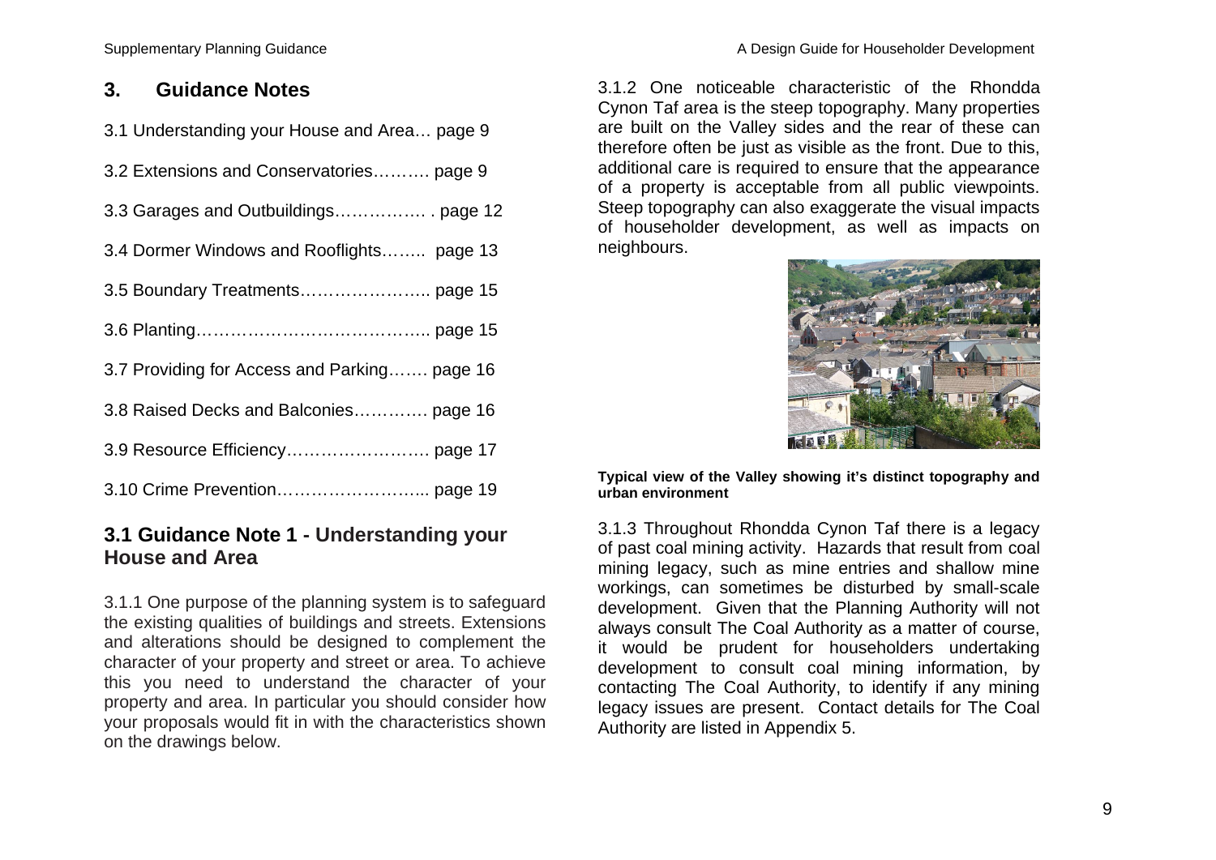## 3. Guidance Notes

3.1 Understanding your House and Area… page 9

3.2 Extensions and Conservatories………. page 9

3.3 Garages and Outbuildings……………. . page 12

3.4 Dormer Windows and Rooflights…….. page 13

3.5 Boundary Treatments………………….. page 15

3.6 Planting………………………………….. page 15

3.7 Providing for Access and Parking……. page 16

3.8 Raised Decks and Balconies…………. page 16

3.9 Resource Efficiency……………………. page 17

3.10 Crime Prevention……………………... page 19

## 3.1 Guidance Note 1 - Understanding your House and Area

3.1.1 One purpose of the planning system is to safeguard the existing qualities of buildings and streets. Extensions and alterations should be designed to complement the character of your property and street or area. To achieve this you need to understand the character of your property and area. In particular you should consider how your proposals would fit in with the characteristics shown on the drawings below.

3.1.2 One noticeable characteristic of the Rhondda Cynon Taf area is the steep topography. Many properties are built on the Valley sides and the rear of these can therefore often be just as visible as the front. Due to this, additional care is required to ensure that the appearance of a property is acceptable from all public viewpoints. Steep topography can also exaggerate the visual impacts of householder development, as well as impacts on neighbours.

**Typical view of the Valley showing it's distinct topography and urban environment**

3.1.3 Throughout Rhondda Cynon Taf there is a legacy of past coal mining activity. Hazards that result from coal mining legacy, such as mine entries and shallow mine workings, can sometimes be disturbed by small-scale development. Given that the Planning Authority will not always consult The Coal Authority as a matter of course, it would be prudent for householders undertaking development to consult coal mining information, by contacting The Coal Authority, to identify if any mining legacy issues are present. Contact details for The Coal Authority are listed in Appendix 5.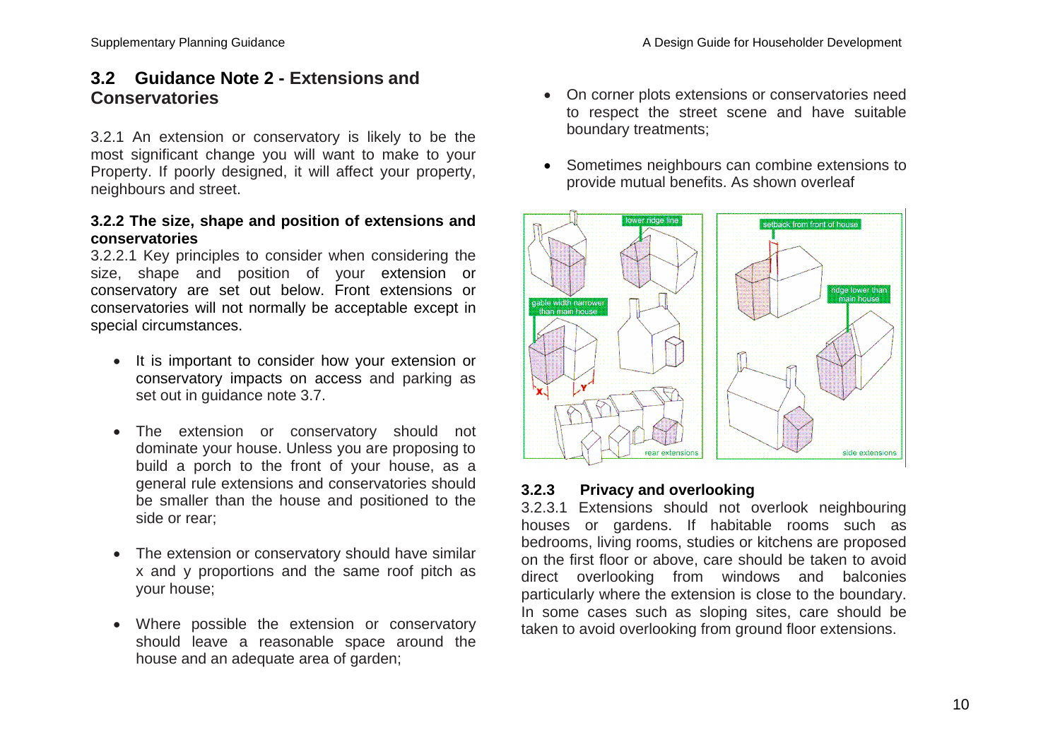## 3.2 Guidance Note 2 - Extensions and Conservatories

3.2.1 An extension or conservatory is likely to be the most significant change you will want to make to your Property. If poorly designed, it will affect your property, neighbours and street.

### 3.2.2 The size, shape and position of extensions and conservatories

3.2.2.1 Key principles to consider when considering the size, shape and position of your extension or conservatory are set out below. Front extensions or conservatories will not normally be acceptable except in special circumstances.

- It is important to consider how your extension or conservatory impacts on access and parking as set out in guidance note 3.7.
- The extension or conservatory should not dominate your house. Unless you are proposing to build a porch to the front of your house, as a general rule extensions and conservatories should be smaller than the house and positioned to the side or rear;
- The extension or conservatory should have similar x and y proportions and the same roof pitch as your house;
- Where possible the extension or conservatory should leave a reasonable space around the house and an adequate area of garden;
- On corner plots extensions or conservatories need to respect the street scene and have suitable boundary treatments;
- Sometimes neighbours can combine extensions to provide mutual benefits. As shown overleaf

### 3.2.3 Privacy and overlooking

3.2.3.1 Extensions should not overlook neighbouring houses or gardens. If habitable rooms such as bedrooms, living rooms, studies or kitchens are proposed on the first floor or above, care should be taken to avoid direct overlooking from windows and balconies particularly where the extension is close to the boundary. In some cases such as sloping sites, care should be taken to avoid overlooking from ground floor extensions.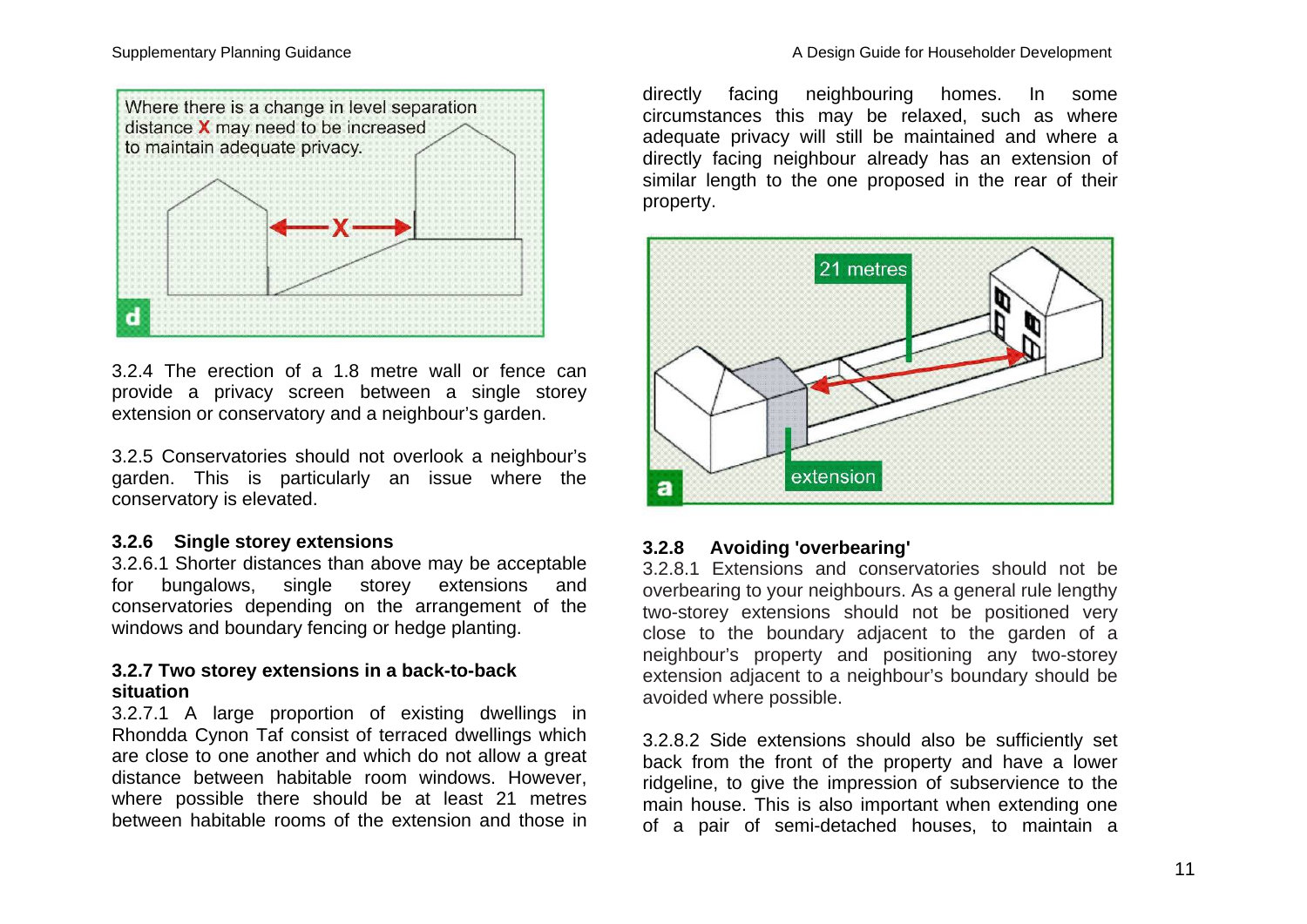Where there is a change in level separation distance **X** may need to be increased to maintain adequate privacy.

3.2.4 The erection of a 1.8 metre wall or fence can provide a privacy screen between a single storey extension or conservatory and a neighbour's garden.

3.2.5 Conservatories should not overlook a neighbour's garden. This is particularly an issue where the conservatory is elevated.

### 3.2.6 Single storey extensions

3.2.6.1 Shorter distances than above may be acceptable for bungalows, single storey extensions and conservatories depending on the arrangement of the windows and boundary fencing or hedge planting.

### 3.2.7 Two storey extensions in a back-to-back situation

3.2.7.1 A large proportion of existing dwellings in Rhondda Cynon Taf consist of terraced dwellings which are close to one another and which do not allow a great distance between habitable room windows. However, where possible there should be at least 21 metres between habitable rooms of the extension and those in directly facing neighbouring homes. In some circumstances this may be relaxed, such as where adequate privacy will still be maintained and where a directly facing neighbour already has an extension of similar length to the one proposed in the rear of their property.

### 3.2.8 Avoiding 'overbearing'

3.2.8.1 Extensions and conservatories should not be overbearing to your neighbours. As a general rule lengthy two-storey extensions should not be positioned very close to the boundary adjacent to the garden of a neighbour's property and positioning any two-storey extension adjacent to a neighbour's boundary should be avoided where possible.

3.2.8.2 Side extensions should also be sufficiently set back from the front of the property and have a lower ridgeline, to give the impression of subservience to the main house. This is also important when extending one of a pair of semi-detached houses, to maintain a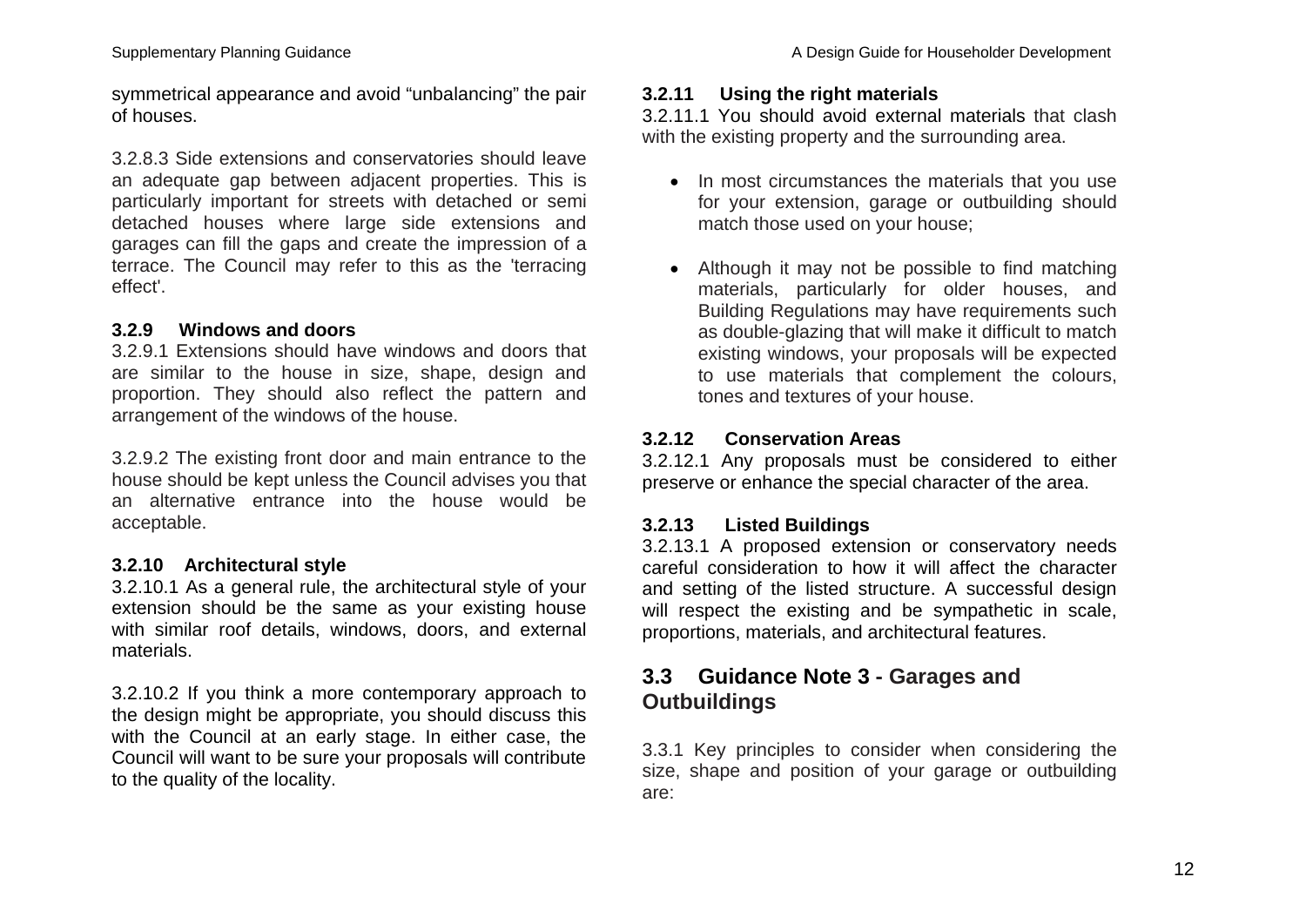symmetrical appearance and avoid "unbalancing" the pair of houses.

3.2.8.3 Side extensions and conservatories should leave an adequate gap between adjacent properties. This is particularly important for streets with detached or semi detached houses where large side extensions and garages can fill the gaps and create the impression of a terrace. The Council may refer to this as the 'terracing effect'.

### 3.2.9 Windows and doors

3.2.9.1 Extensions should have windows and doors that are similar to the house in size, shape, design and proportion. They should also reflect the pattern and arrangement of the windows of the house.

3.2.9.2 The existing front door and main entrance to the house should be kept unless the Council advises you that an alternative entrance into the house would be acceptable.

### 3.2.10 Architectural style

3.2.10.1 As a general rule, the architectural style of your extension should be the same as your existing house with similar roof details, windows, doors, and external materials.

3.2.10.2 If you think a more contemporary approach to the design might be appropriate, you should discuss this with the Council at an early stage. In either case, the Council will want to be sure your proposals will contribute to the quality of the locality.

### 3.2.11 Using the right materials

3.2.11.1 You should avoid external materials that clash with the existing property and the surrounding area.

- In most circumstances the materials that you use for your extension, garage or outbuilding should match those used on your house;
- Although it may not be possible to find matching materials, particularly for older houses, and Building Regulations may have requirements such as double-glazing that will make it difficult to match existing windows, your proposals will be expected to use materials that complement the colours, tones and textures of your house.

### 3.2.12 Conservation Areas

3.2.12.1 Any proposals must be considered to either preserve or enhance the special character of the area.

### 3.2.13 Listed Buildings

3.2.13.1 A proposed extension or conservatory needs careful consideration to how it will affect the character and setting of the listed structure. A successful design will respect the existing and be sympathetic in scale, proportions, materials, and architectural features.

## 3.3 Guidance Note 3 - Garages and Outbuildings

3.3.1 Key principles to consider when considering the size, shape and position of your garage or outbuilding are: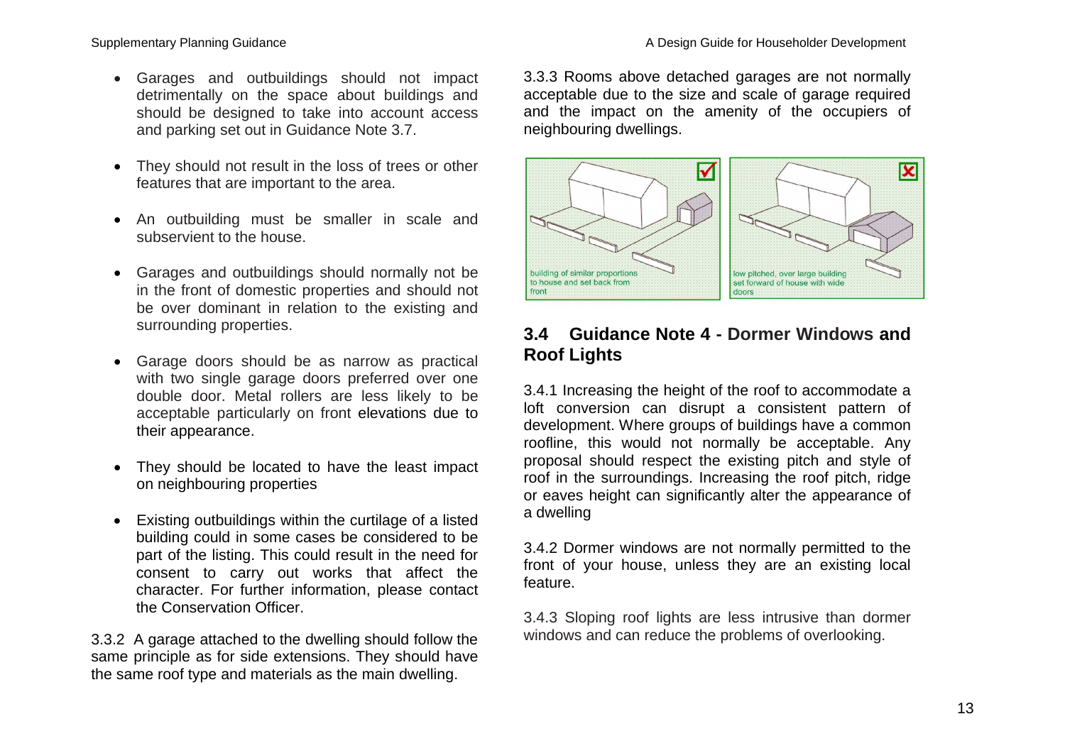- Garages and outbuildings should not impact detrimentally on the space about buildings and should be designed to take into account access and parking set out in Guidance Note 3.7.

- They should not result in the loss of trees or other features that are important to the area.

- An outbuilding must be smaller in scale and subservient to the house.

- Garages and outbuildings should normally not be in the front of domestic properties and should not be over dominant in relation to the existing and surrounding properties.

- Garage doors should be as narrow as practical with two single garage doors preferred over one double door. Metal rollers are less likely to be acceptable particularly on front elevations due to their appearance.

- They should be located to have the least impact on neighbouring properties

- Existing outbuildings within the curtilage of a listed building could in some cases be considered to be part of the listing. This could result in the need for consent to carry out works that affect the character. For further information, please contact the Conservation Officer.

3.3.2 A garage attached to the dwelling should follow the same principle as for side extensions. They should have the same roof type and materials as the main dwelling.

3.3.3 Rooms above detached garages are not normally acceptable due to the size and scale of garage required and the impact on the amenity of the occupiers of neighbouring dwellings.

building of similar proportions to house and set back from front

low pitched, over large building set forward of house with wide doors

## 3.4 Guidance Note 4 - Dormer Windows and Roof Lights

3.4.1 Increasing the height of the roof to accommodate a loft conversion can disrupt a consistent pattern of development. Where groups of buildings have a common roofline, this would not normally be acceptable. Any proposal should respect the existing pitch and style of roof in the surroundings. Increasing the roof pitch, ridge or eaves height can significantly alter the appearance of a dwelling

3.4.2 Dormer windows are not normally permitted to the front of your house, unless they are an existing local feature.

3.4.3 Sloping roof lights are less intrusive than dormer windows and can reduce the problems of overlooking.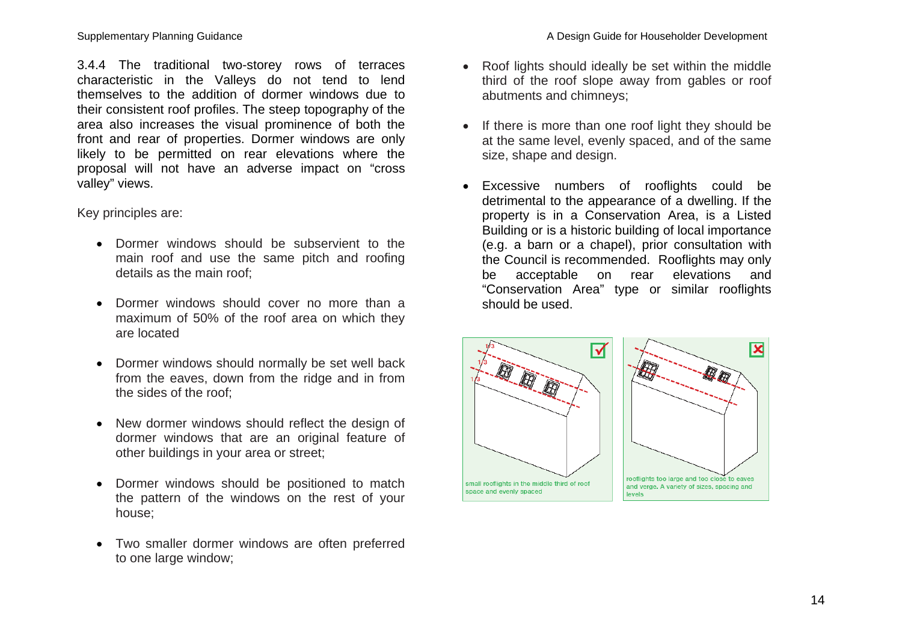3.4.4 The traditional two-storey rows of terraces characteristic in the Valleys do not tend to lend themselves to the addition of dormer windows due to their consistent roof profiles. The steep topography of the area also increases the visual prominence of both the front and rear of properties. Dormer windows are only likely to be permitted on rear elevations where the proposal will not have an adverse impact on "cross valley" views.

Key principles are:

- Dormer windows should be subservient to the main roof and use the same pitch and roofing details as the main roof;
- Dormer windows should cover no more than a maximum of 50% of the roof area on which they are located
- Dormer windows should normally be set well back from the eaves, down from the ridge and in from the sides of the roof;
- New dormer windows should reflect the design of dormer windows that are an original feature of other buildings in your area or street;
- Dormer windows should be positioned to match the pattern of the windows on the rest of your house;
- Two smaller dormer windows are often preferred to one large window;
- Roof lights should ideally be set within the middle third of the roof slope away from gables or roof abutments and chimneys;
- If there is more than one roof light they should be at the same level, evenly spaced, and of the same size, shape and design.
- Excessive numbers of rooflights could be detrimental to the appearance of a dwelling. If the property is in a Conservation Area, is a Listed Building or is a historic building of local importance (e.g. a barn or a chapel), prior consultation with the Council is recommended. Rooflights may only be acceptable on rear elevations and "Conservation Area" type or similar rooflights should be used.

small rooflights in the middle third of roof space and evenly spaced

rooflights too large and too close to eaves and verge. A variety of sizes, spacing and levels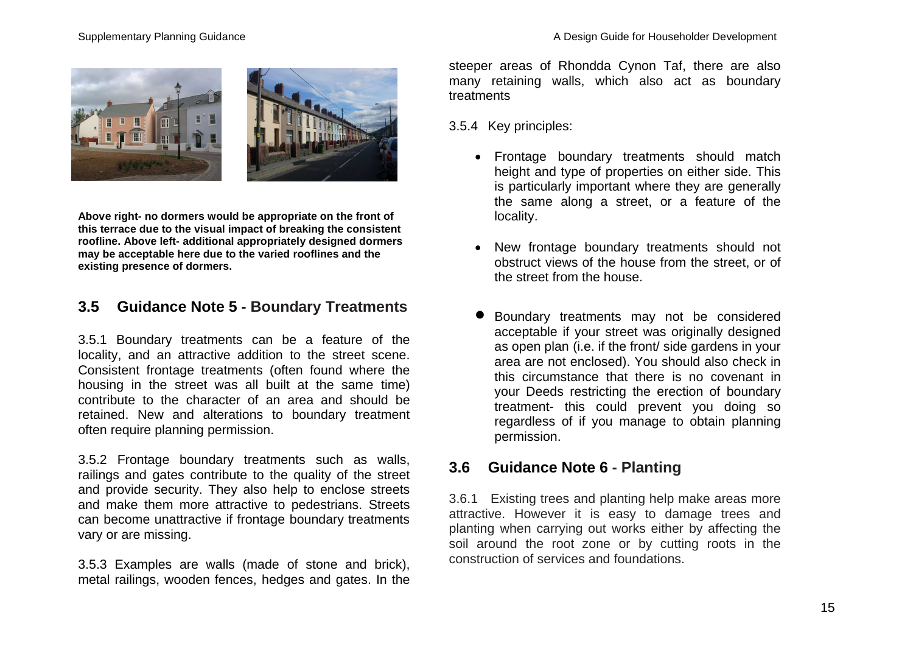**Above right- no dormers would be appropriate on the front of this terrace due to the visual impact of breaking the consistent roofline. Above left- additional appropriately designed dormers may be acceptable here due to the varied rooflines and the existing presence of dormers.**

## 3.5 Guidance Note 5 - Boundary Treatments

3.5.1 Boundary treatments can be a feature of the locality, and an attractive addition to the street scene. Consistent frontage treatments (often found where the housing in the street was all built at the same time) contribute to the character of an area and should be retained. New and alterations to boundary treatment often require planning permission.

3.5.2 Frontage boundary treatments such as walls, railings and gates contribute to the quality of the street and provide security. They also help to enclose streets and make them more attractive to pedestrians. Streets can become unattractive if frontage boundary treatments vary or are missing.

3.5.3 Examples are walls (made of stone and brick), metal railings, wooden fences, hedges and gates. In the steeper areas of Rhondda Cynon Taf, there are also many retaining walls, which also act as boundary treatments

3.5.4 Key principles:

- Frontage boundary treatments should match height and type of properties on either side. This is particularly important where they are generally the same along a street, or a feature of the locality.
- New frontage boundary treatments should not obstruct views of the house from the street, or of the street from the house.
- Boundary treatments may not be considered acceptable if your street was originally designed as open plan (i.e. if the front/ side gardens in your area are not enclosed). You should also check in this circumstance that there is no covenant in your Deeds restricting the erection of boundary treatment- this could prevent you doing so regardless of if you manage to obtain planning permission.

## 3.6 Guidance Note 6 - Planting

3.6.1 Existing trees and planting help make areas more attractive. However it is easy to damage trees and planting when carrying out works either by affecting the soil around the root zone or by cutting roots in the construction of services and foundations.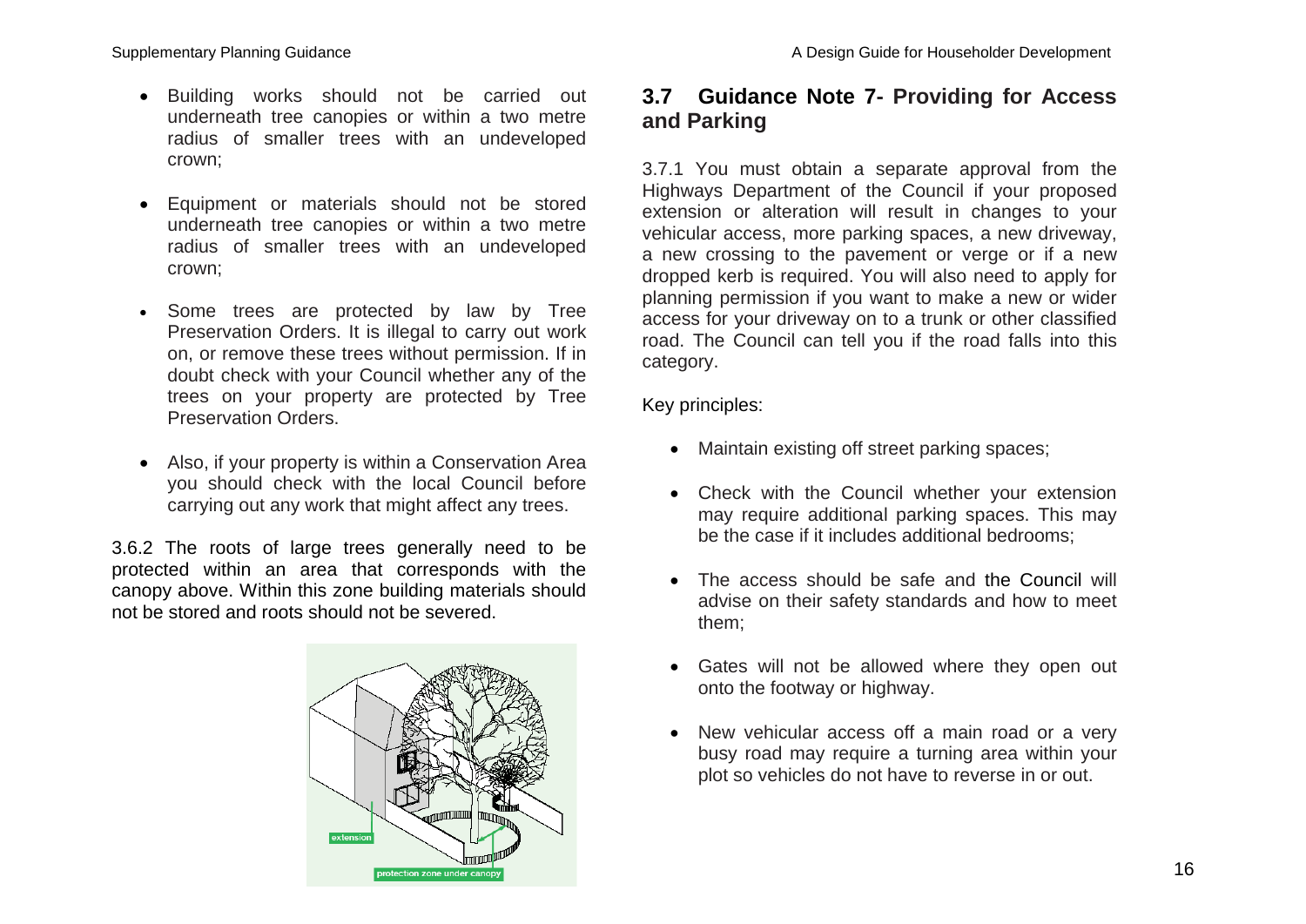- Building works should not be carried out underneath tree canopies or within a two metre radius of smaller trees with an undeveloped crown;

- Equipment or materials should not be stored underneath tree canopies or within a two metre radius of smaller trees with an undeveloped crown;

- Some trees are protected by law by Tree Preservation Orders. It is illegal to carry out work on, or remove these trees without permission. If in doubt check with your Council whether any of the trees on your property are protected by Tree Preservation Orders.

- Also, if your property is within a Conservation Area you should check with the local Council before carrying out any work that might affect any trees.

3.6.2 The roots of large trees generally need to be protected within an area that corresponds with the canopy above. Within this zone building materials should not be stored and roots should not be severed.

## 3.7 Guidance Note 7- Providing for Access and Parking

3.7.1 You must obtain a separate approval from the Highways Department of the Council if your proposed extension or alteration will result in changes to your vehicular access, more parking spaces, a new driveway, a new crossing to the pavement or verge or if a new dropped kerb is required. You will also need to apply for planning permission if you want to make a new or wider access for your driveway on to a trunk or other classified road. The Council can tell you if the road falls into this category.

Key principles:

- Maintain existing off street parking spaces;

- Check with the Council whether your extension may require additional parking spaces. This may be the case if it includes additional bedrooms;

- The access should be safe and the Council will advise on their safety standards and how to meet them;

- Gates will not be allowed where they open out onto the footway or highway.

- New vehicular access off a main road or a very busy road may require a turning area within your plot so vehicles do not have to reverse in or out.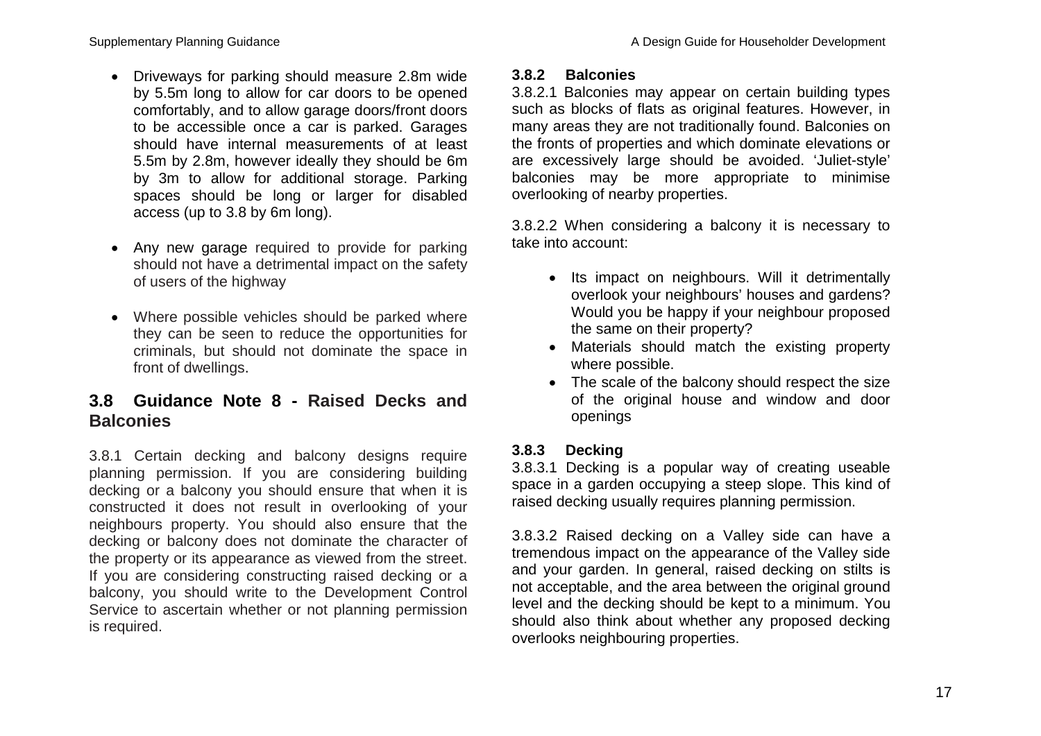- Driveways for parking should measure 2.8m wide by 5.5m long to allow for car doors to be opened comfortably, and to allow garage doors/front doors to be accessible once a car is parked. Garages should have internal measurements of at least 5.5m by 2.8m, however ideally they should be 6m by 3m to allow for additional storage. Parking spaces should be long or larger for disabled access (up to 3.8 by 6m long).

- Any new garage required to provide for parking should not have a detrimental impact on the safety of users of the highway

- Where possible vehicles should be parked where they can be seen to reduce the opportunities for criminals, but should not dominate the space in front of dwellings.

## 3.8 Guidance Note 8 - Raised Decks and Balconies

3.8.1 Certain decking and balcony designs require planning permission. If you are considering building decking or a balcony you should ensure that when it is constructed it does not result in overlooking of your neighbours property. You should also ensure that the decking or balcony does not dominate the character of the property or its appearance as viewed from the street. If you are considering constructing raised decking or a balcony, you should write to the Development Control Service to ascertain whether or not planning permission is required.

### 3.8.2 Balconies

3.8.2.1 Balconies may appear on certain building types such as blocks of flats as original features. However, in many areas they are not traditionally found. Balconies on the fronts of properties and which dominate elevations or are excessively large should be avoided. 'Juliet-style' balconies may be more appropriate to minimise overlooking of nearby properties.

3.8.2.2 When considering a balcony it is necessary to take into account:

- Its impact on neighbours. Will it detrimentally overlook your neighbours' houses and gardens? Would you be happy if your neighbour proposed the same on their property?
- Materials should match the existing property where possible.
- The scale of the balcony should respect the size of the original house and window and door openings

### 3.8.3 Decking

3.8.3.1 Decking is a popular way of creating useable space in a garden occupying a steep slope. This kind of raised decking usually requires planning permission.

3.8.3.2 Raised decking on a Valley side can have a tremendous impact on the appearance of the Valley side and your garden. In general, raised decking on stilts is not acceptable, and the area between the original ground level and the decking should be kept to a minimum. You should also think about whether any proposed decking overlooks neighbouring properties.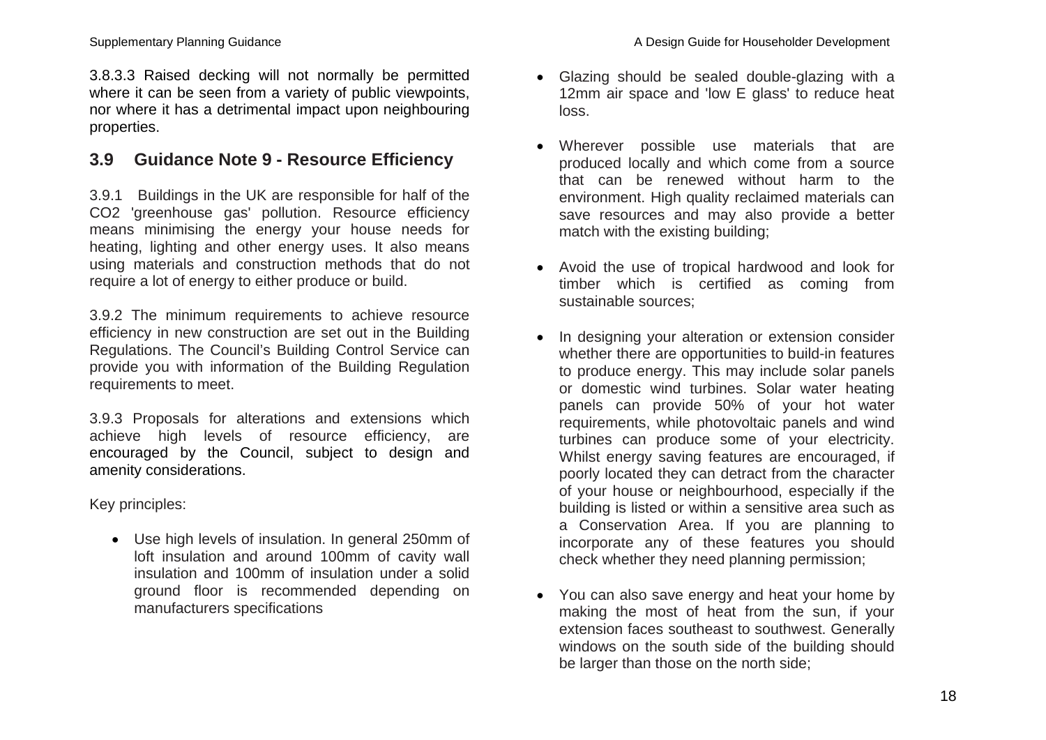3.8.3.3 Raised decking will not normally be permitted where it can be seen from a variety of public viewpoints, nor where it has a detrimental impact upon neighbouring properties.

## 3.9 Guidance Note 9 - Resource Efficiency

3.9.1 Buildings in the UK are responsible for half of the $CO_2$ 'greenhouse gas' pollution. Resource efficiency means minimising the energy your house needs for heating, lighting and other energy uses. It also means using materials and construction methods that do not require a lot of energy to either produce or build.

3.9.2 The minimum requirements to achieve resource efficiency in new construction are set out in the Building Regulations. The Council's Building Control Service can provide you with information of the Building Regulation requirements to meet.

3.9.3 Proposals for alterations and extensions which achieve high levels of resource efficiency, are encouraged by the Council, subject to design and amenity considerations.

Key principles:

- Use high levels of insulation. In general 250mm of loft insulation and around 100mm of cavity wall insulation and 100mm of insulation under a solid ground floor is recommended depending on manufacturers specifications
- Glazing should be sealed double-glazing with a 12mm air space and 'low E glass' to reduce heat loss.
- Wherever possible use materials that are produced locally and which come from a source that can be renewed without harm to the environment. High quality reclaimed materials can save resources and may also provide a better match with the existing building;
- Avoid the use of tropical hardwood and look for timber which is certified as coming from sustainable sources;
- In designing your alteration or extension consider whether there are opportunities to build-in features to produce energy. This may include solar panels or domestic wind turbines. Solar water heating panels can provide 50% of your hot water requirements, while photovoltaic panels and wind turbines can produce some of your electricity. Whilst energy saving features are encouraged, if poorly located they can detract from the character of your house or neighbourhood, especially if the building is listed or within a sensitive area such as a Conservation Area. If you are planning to incorporate any of these features you should check whether they need planning permission;
- You can also save energy and heat your home by making the most of heat from the sun, if your extension faces southeast to southwest. Generally windows on the south side of the building should be larger than those on the north side;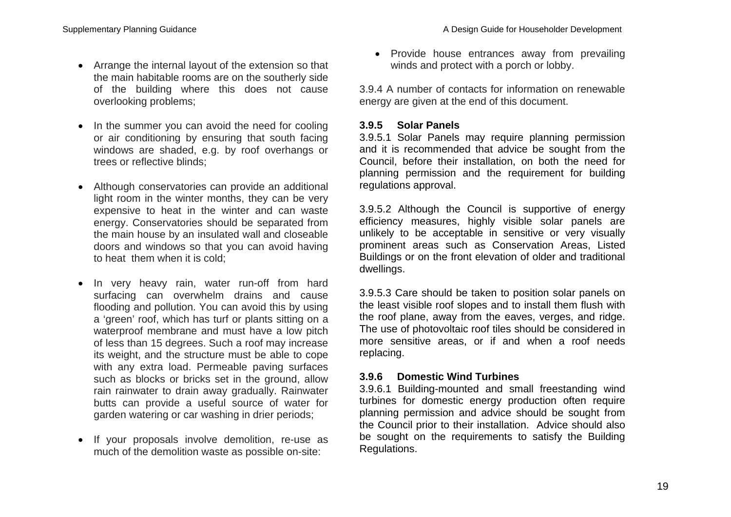- Arrange the internal layout of the extension so that the main habitable rooms are on the southerly side of the building where this does not cause overlooking problems;

- In the summer you can avoid the need for cooling or air conditioning by ensuring that south facing windows are shaded, e.g. by roof overhangs or trees or reflective blinds;

- Although conservatories can provide an additional light room in the winter months, they can be very expensive to heat in the winter and can waste energy. Conservatories should be separated from the main house by an insulated wall and closeable doors and windows so that you can avoid having to heat them when it is cold;

- In very heavy rain, water run-off from hard surfacing can overwhelm drains and cause flooding and pollution. You can avoid this by using a 'green' roof, which has turf or plants sitting on a waterproof membrane and must have a low pitch of less than 15 degrees. Such a roof may increase its weight, and the structure must be able to cope with any extra load. Permeable paving surfaces such as blocks or bricks set in the ground, allow rain rainwater to drain away gradually. Rainwater butts can provide a useful source of water for garden watering or car washing in drier periods;

- If your proposals involve demolition, re-use as much of the demolition waste as possible on-site:

- Provide house entrances away from prevailing winds and protect with a porch or lobby.

3.9.4 A number of contacts for information on renewable energy are given at the end of this document.

**3.9.5 Solar Panels**

3.9.5.1 Solar Panels may require planning permission and it is recommended that advice be sought from the Council, before their installation, on both the need for planning permission and the requirement for building regulations approval.

3.9.5.2 Although the Council is supportive of energy efficiency measures, highly visible solar panels are unlikely to be acceptable in sensitive or very visually prominent areas such as Conservation Areas, Listed Buildings or on the front elevation of older and traditional dwellings.

3.9.5.3 Care should be taken to position solar panels on the least visible roof slopes and to install them flush with the roof plane, away from the eaves, verges, and ridge. The use of photovoltaic roof tiles should be considered in more sensitive areas, or if and when a roof needs replacing.

**3.9.6 Domestic Wind Turbines**

3.9.6.1 Building-mounted and small freestanding wind turbines for domestic energy production often require planning permission and advice should be sought from the Council prior to their installation. Advice should also be sought on the requirements to satisfy the Building Regulations.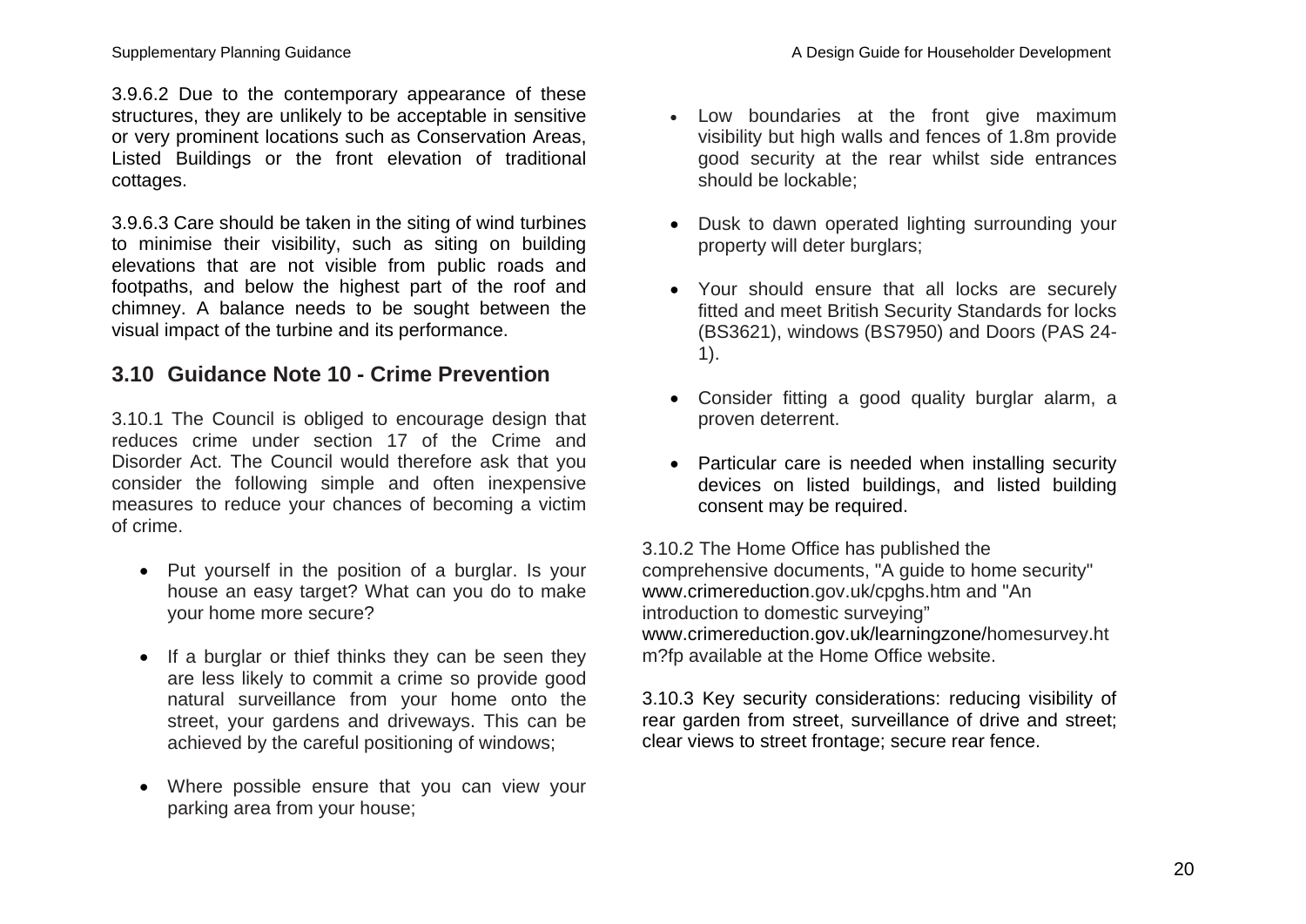3.9.6.2 Due to the contemporary appearance of these structures, they are unlikely to be acceptable in sensitive or very prominent locations such as Conservation Areas, Listed Buildings or the front elevation of traditional cottages.

3.9.6.3 Care should be taken in the siting of wind turbines to minimise their visibility, such as siting on building elevations that are not visible from public roads and footpaths, and below the highest part of the roof and chimney. A balance needs to be sought between the visual impact of the turbine and its performance.

## 3.10 Guidance Note 10 - Crime Prevention

3.10.1 The Council is obliged to encourage design that reduces crime under section 17 of the Crime and Disorder Act. The Council would therefore ask that you consider the following simple and often inexpensive measures to reduce your chances of becoming a victim of crime.

- Put yourself in the position of a burglar. Is your house an easy target? What can you do to make your home more secure?
- If a burglar or thief thinks they can be seen they are less likely to commit a crime so provide good natural surveillance from your home onto the street, your gardens and driveways. This can be achieved by the careful positioning of windows;
- Where possible ensure that you can view your parking area from your house;
- Low boundaries at the front give maximum visibility but high walls and fences of 1.8m provide good security at the rear whilst side entrances should be lockable;
- Dusk to dawn operated lighting surrounding your property will deter burglars;
- Your should ensure that all locks are securely fitted and meet British Security Standards for locks (BS3621), windows (BS7950) and Doors (PAS 24-1).
- Consider fitting a good quality burglar alarm, a proven deterrent.
- Particular care is needed when installing security devices on listed buildings, and listed building consent may be required.

3.10.2 The Home Office has published the comprehensive documents, "A guide to home security" www.crimereduction.gov.uk/cpghs.htm and "An introduction to domestic surveying" www.crimereduction.gov.uk/learningzone/homesurvey.htm?fp available at the Home Office website.

3.10.3 Key security considerations: reducing visibility of rear garden from street, surveillance of drive and street; clear views to street frontage; secure rear fence.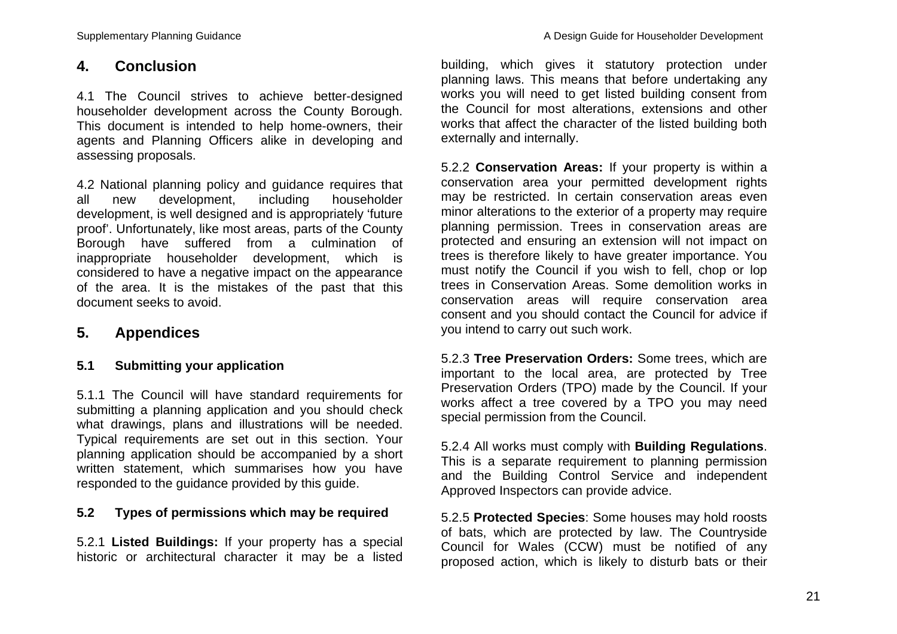## 4. Conclusion

4.1 The Council strives to achieve better-designed householder development across the County Borough. This document is intended to help home-owners, their agents and Planning Officers alike in developing and assessing proposals.

4.2 National planning policy and guidance requires that all new development, including householder development, is well designed and is appropriately 'future proof'. Unfortunately, like most areas, parts of the County Borough have suffered from a culmination of inappropriate householder development, which is considered to have a negative impact on the appearance of the area. It is the mistakes of the past that this document seeks to avoid.

## 5. Appendices

### 5.1 Submitting your application

5.1.1 The Council will have standard requirements for submitting a planning application and you should check what drawings, plans and illustrations will be needed. Typical requirements are set out in this section. Your planning application should be accompanied by a short written statement, which summarises how you have responded to the guidance provided by this guide.

### 5.2 Types of permissions which may be required

5.2.1 **Listed Buildings:** If your property has a special historic or architectural character it may be a listed building, which gives it statutory protection under planning laws. This means that before undertaking any works you will need to get listed building consent from the Council for most alterations, extensions and other works that affect the character of the listed building both externally and internally.

5.2.2 **Conservation Areas:** If your property is within a conservation area your permitted development rights may be restricted. In certain conservation areas even minor alterations to the exterior of a property may require planning permission. Trees in conservation areas are protected and ensuring an extension will not impact on trees is therefore likely to have greater importance. You must notify the Council if you wish to fell, chop or lop trees in Conservation Areas. Some demolition works in conservation areas will require conservation area consent and you should contact the Council for advice if you intend to carry out such work.

5.2.3 **Tree Preservation Orders:** Some trees, which are important to the local area, are protected by Tree Preservation Orders (TPO) made by the Council. If your works affect a tree covered by a TPO you may need special permission from the Council.

5.2.4 All works must comply with **Building Regulations**. This is a separate requirement to planning permission and the Building Control Service and independent Approved Inspectors can provide advice.

5.2.5 **Protected Species**: Some houses may hold roosts of bats, which are protected by law. The Countryside Council for Wales (CCW) must be notified of any proposed action, which is likely to disturb bats or their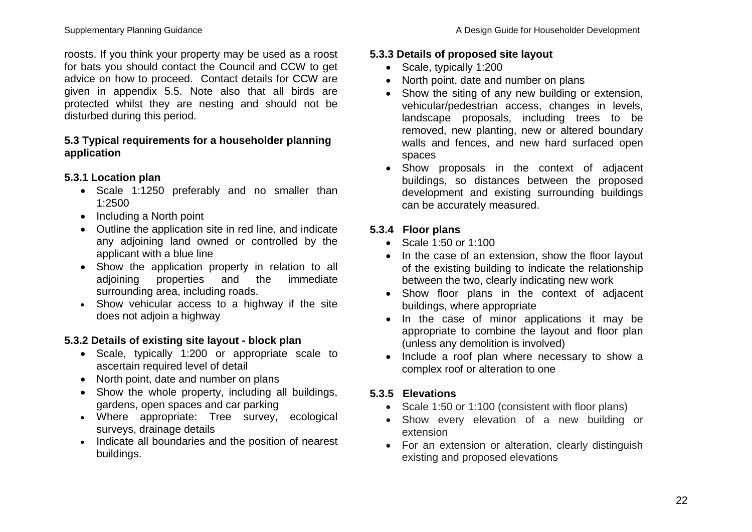roosts. If you think your property may be used as a roost for bats you should contact the Council and CCW to get advice on how to proceed. Contact details for CCW are given in appendix 5.5. Note also that all birds are protected whilst they are nesting and should not be disturbed during this period.

### 5.3 Typical requirements for a householder planning application

#### 5.3.1 Location plan

- Scale 1:1250 preferably and no smaller than 1:2500
- Including a North point
- Outline the application site in red line, and indicate any adjoining land owned or controlled by the applicant with a blue line
- Show the application property in relation to all adjoining properties and the immediate surrounding area, including roads.
- Show vehicular access to a highway if the site does not adjoin a highway

#### 5.3.2 Details of existing site layout - block plan

- Scale, typically 1:200 or appropriate scale to ascertain required level of detail
- North point, date and number on plans
- Show the whole property, including all buildings, gardens, open spaces and car parking
- Where appropriate: Tree survey, ecological surveys, drainage details
- Indicate all boundaries and the position of nearest buildings.

#### 5.3.3 Details of proposed site layout

- Scale, typically 1:200
- North point, date and number on plans
- Show the siting of any new building or extension, vehicular/pedestrian access, changes in levels, landscape proposals, including trees to be removed, new planting, new or altered boundary walls and fences, and new hard surfaced open spaces
- Show proposals in the context of adjacent buildings, so distances between the proposed development and existing surrounding buildings can be accurately measured.

#### 5.3.4 Floor plans

- Scale 1:50 or 1:100
- In the case of an extension, show the floor layout of the existing building to indicate the relationship between the two, clearly indicating new work
- Show floor plans in the context of adjacent buildings, where appropriate
- In the case of minor applications it may be appropriate to combine the layout and floor plan (unless any demolition is involved)
- Include a roof plan where necessary to show a complex roof or alteration to one

#### 5.3.5 Elevations

- Scale 1:50 or 1:100 (consistent with floor plans)
- Show every elevation of a new building or extension
- For an extension or alteration, clearly distinguish existing and proposed elevations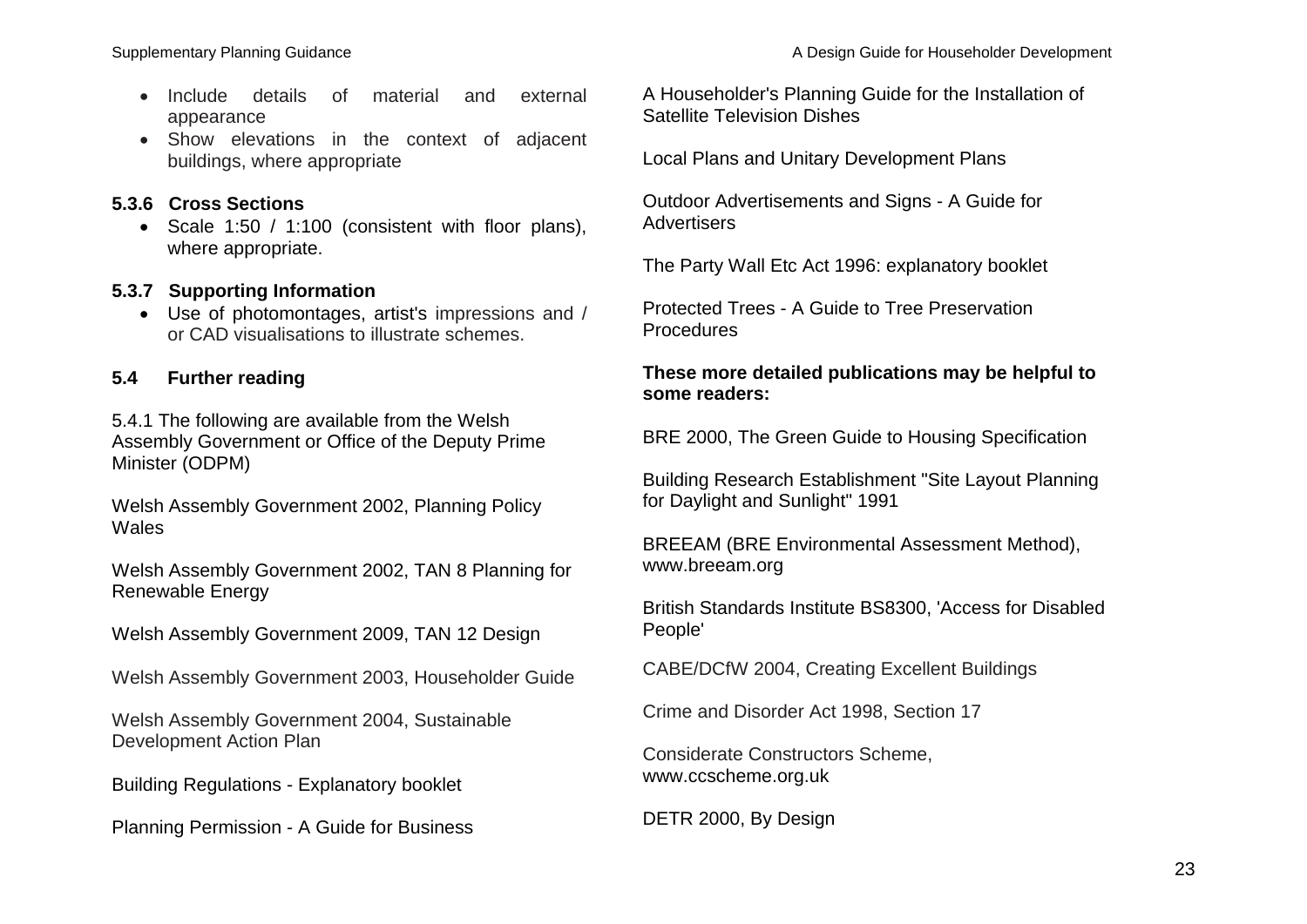- Include details of material and external appearance
- Show elevations in the context of adjacent buildings, where appropriate

### 5.3.6 Cross Sections

- Scale 1:50 / 1:100 (consistent with floor plans), where appropriate.

### 5.3.7 Supporting Information

- Use of photomontages, artist's impressions and / or CAD visualisations to illustrate schemes.

## 5.4 Further reading

5.4.1 The following are available from the Welsh Assembly Government or Office of the Deputy Prime Minister (ODPM)

Welsh Assembly Government 2002, Planning Policy Wales

Welsh Assembly Government 2002, TAN 8 Planning for Renewable Energy

Welsh Assembly Government 2009, TAN 12 Design

Welsh Assembly Government 2003, Householder Guide

Welsh Assembly Government 2004, Sustainable Development Action Plan

Building Regulations - Explanatory booklet

Planning Permission - A Guide for Business

A Householder's Planning Guide for the Installation of Satellite Television Dishes

Local Plans and Unitary Development Plans

Outdoor Advertisements and Signs - A Guide for Advertisers

The Party Wall Etc Act 1996: explanatory booklet

Protected Trees - A Guide to Tree Preservation Procedures

**These more detailed publications may be helpful to some readers:**

BRE 2000, The Green Guide to Housing Specification

Building Research Establishment "Site Layout Planning for Daylight and Sunlight" 1991

BREEAM (BRE Environmental Assessment Method), www.breeam.org

British Standards Institute BS8300, 'Access for Disabled People'

CABE/DCfW 2004, Creating Excellent Buildings

Crime and Disorder Act 1998, Section 17

Considerate Constructors Scheme, www.ccscheme.org.uk

DETR 2000, By Design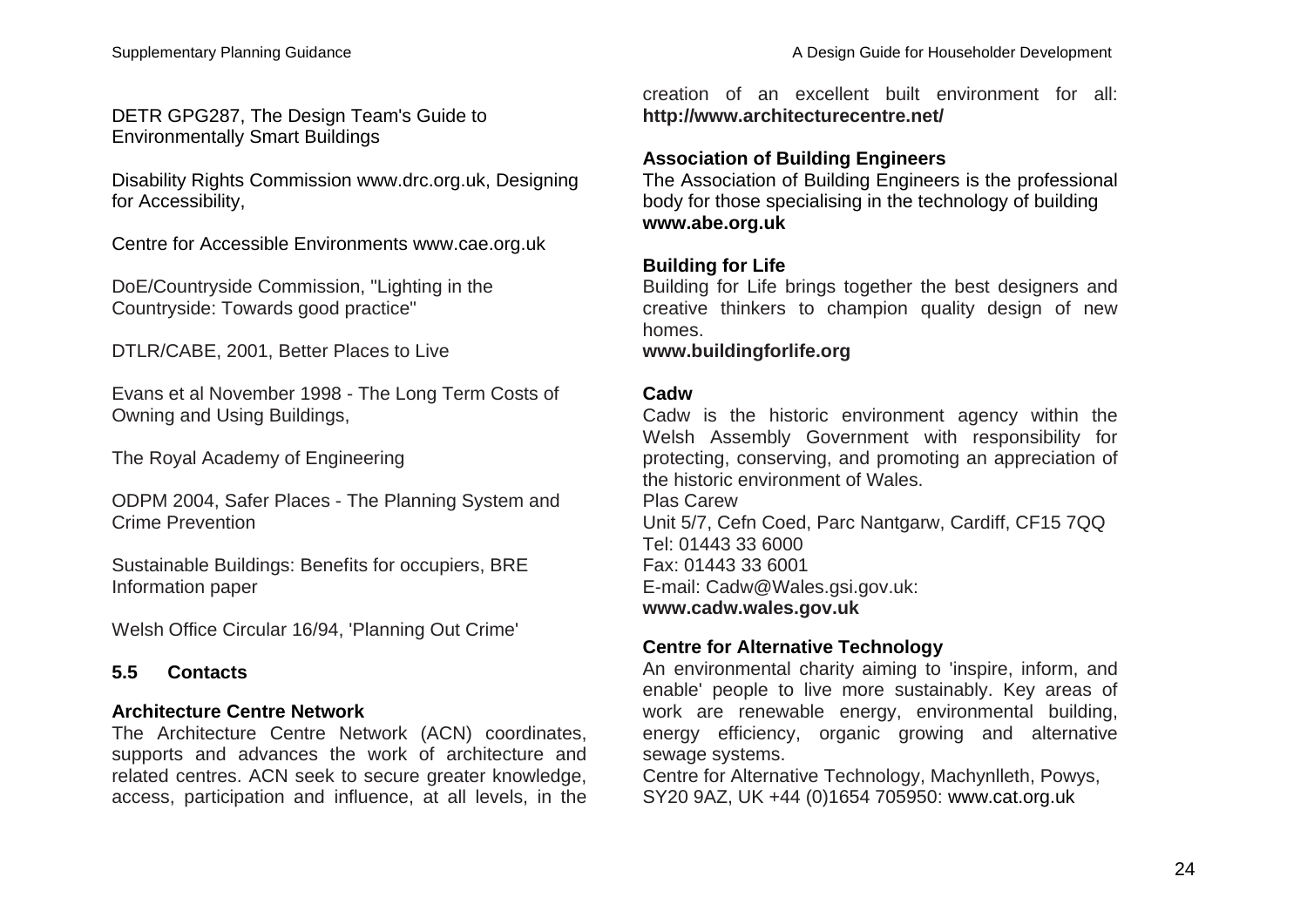DETR GPG287, The Design Team's Guide to Environmentally Smart Buildings

Disability Rights Commission www.drc.org.uk, Designing for Accessibility,

Centre for Accessible Environments www.cae.org.uk

DoE/Countryside Commission, "Lighting in the Countryside: Towards good practice"

DTLR/CABE, 2001, Better Places to Live

Evans et al November 1998 - The Long Term Costs of Owning and Using Buildings,

The Royal Academy of Engineering

ODPM 2004, Safer Places - The Planning System and Crime Prevention

Sustainable Buildings: Benefits for occupiers, BRE Information paper

Welsh Office Circular 16/94, 'Planning Out Crime'

## 5.5 Contacts

**Architecture Centre Network**
The Architecture Centre Network (ACN) coordinates, supports and advances the work of architecture and related centres. ACN seek to secure greater knowledge, access, participation and influence, at all levels, in the creation of an excellent built environment for all: **http://www.architecturecentre.net/**

**Association of Building Engineers**
The Association of Building Engineers is the professional body for those specialising in the technology of building
**www.abe.org.uk**

**Building for Life**
Building for Life brings together the best designers and creative thinkers to champion quality design of new homes.
**www.buildingforlife.org**

**Cadw**
Cadw is the historic environment agency within the Welsh Assembly Government with responsibility for protecting, conserving, and promoting an appreciation of the historic environment of Wales.
Plas Carew
Unit 5/7, Cefn Coed, Parc Nantgarw, Cardiff, CF15 7QQ
Tel: 01443 33 6000
Fax: 01443 33 6001
E-mail: Cadw@Wales.gsi.gov.uk:
**www.cadw.wales.gov.uk**

**Centre for Alternative Technology**
An environmental charity aiming to 'inspire, inform, and enable' people to live more sustainably. Key areas of work are renewable energy, environmental building, energy efficiency, organic growing and alternative sewage systems.
Centre for Alternative Technology, Machynlleth, Powys, SY20 9AZ, UK +44 (0)1654 705950: www.cat.org.uk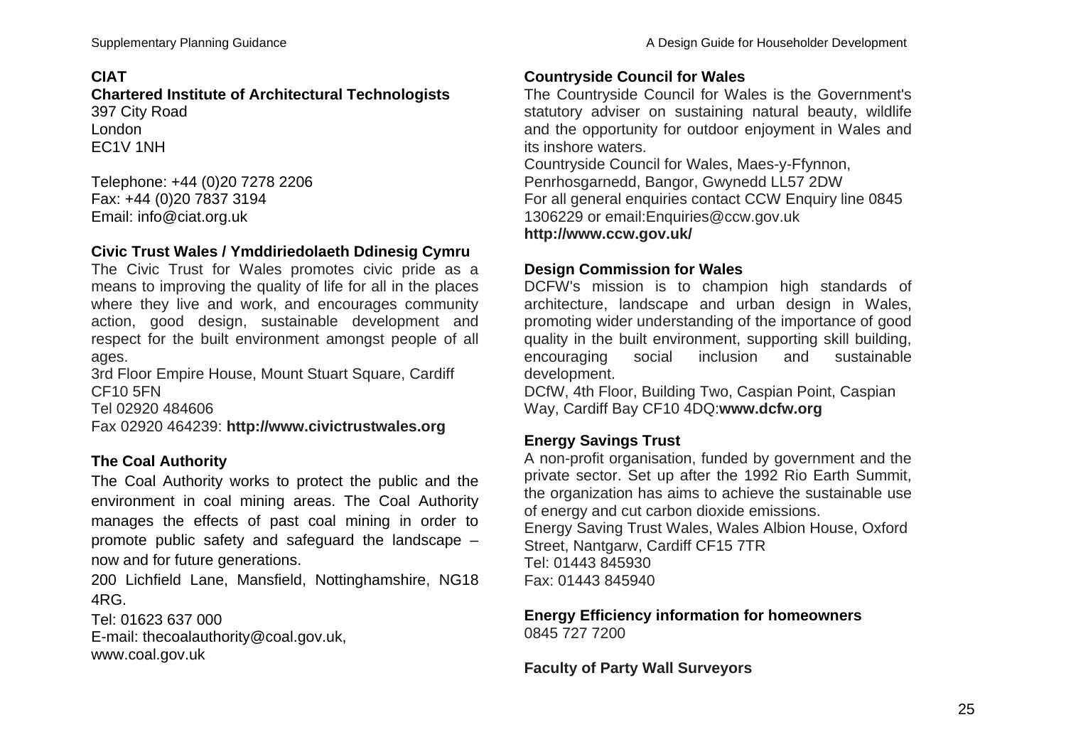**CIAT**

**Chartered Institute of Architectural Technologists**
397 City Road
London
EC1V 1NH

Telephone: +44 (0)20 7278 2206
Fax: +44 (0)20 7837 3194
Email: info@ciat.org.uk

**Civic Trust Wales / Ymddiriedolaeth Ddinesig Cymru**

The Civic Trust for Wales promotes civic pride as a means to improving the quality of life for all in the places where they live and work, and encourages community action, good design, sustainable development and respect for the built environment amongst people of all ages.
3rd Floor Empire House, Mount Stuart Square, Cardiff CF10 5FN
Tel 02920 484606
Fax 02920 464239: **http://www.civictrustwales.org**

**The Coal Authority**

The Coal Authority works to protect the public and the environment in coal mining areas. The Coal Authority manages the effects of past coal mining in order to promote public safety and safeguard the landscape – now and for future generations.

200 Lichfield Lane, Mansfield, Nottinghamshire, NG18 4RG.

Tel: 01623 637 000
E-mail: thecoalauthority@coal.gov.uk,
www.coal.gov.uk

**Countryside Council for Wales**

The Countryside Council for Wales is the Government's statutory adviser on sustaining natural beauty, wildlife and the opportunity for outdoor enjoyment in Wales and its inshore waters.
Countryside Council for Wales, Maes-y-Ffynnon, Penrhosgarnedd, Bangor, Gwynedd LL57 2DW
For all general enquiries contact CCW Enquiry line 0845 1306229 or email:Enquiries@ccw.gov.uk
**http://www.ccw.gov.uk/**

**Design Commission for Wales**

DCFW's mission is to champion high standards of architecture, landscape and urban design in Wales, promoting wider understanding of the importance of good quality in the built environment, supporting skill building, encouraging social inclusion and sustainable development.
DCfW, 4th Floor, Building Two, Caspian Point, Caspian Way, Cardiff Bay CF10 4DQ:**www.dcfw.org**

**Energy Savings Trust**

A non-profit organisation, funded by government and the private sector. Set up after the 1992 Rio Earth Summit, the organization has aims to achieve the sustainable use of energy and cut carbon dioxide emissions.
Energy Saving Trust Wales, Wales Albion House, Oxford Street, Nantgarw, Cardiff CF15 7TR
Tel: 01443 845930
Fax: 01443 845940

**Energy Efficiency information for homeowners**
0845 727 7200

**Faculty of Party Wall Surveyors**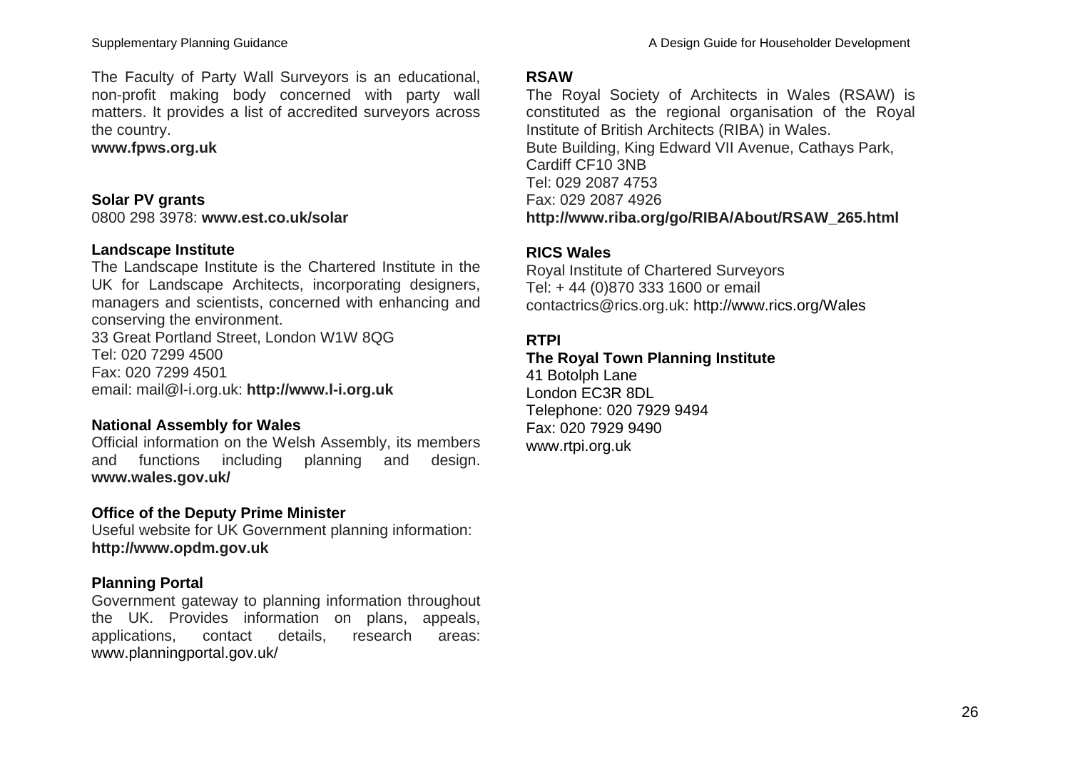The Faculty of Party Wall Surveyors is an educational, non-profit making body concerned with party wall matters. It provides a list of accredited surveyors across the country.
**www.fpws.org.uk**

**Solar PV grants**
0800 298 3978: **www.est.co.uk/solar**

**Landscape Institute**
The Landscape Institute is the Chartered Institute in the UK for Landscape Architects, incorporating designers, managers and scientists, concerned with enhancing and conserving the environment.
33 Great Portland Street, London W1W 8QG
Tel: 020 7299 4500
Fax: 020 7299 4501
email: mail@l-i.org.uk: **http://www.l-i.org.uk**

**National Assembly for Wales**
Official information on the Welsh Assembly, its members and functions including planning and design. **www.wales.gov.uk/**

**Office of the Deputy Prime Minister**
Useful website for UK Government planning information: **http://www.opdm.gov.uk**

**Planning Portal**
Government gateway to planning information throughout the UK. Provides information on plans, appeals, applications, contact details, research areas: www.planningportal.gov.uk/

**RSAW**
The Royal Society of Architects in Wales (RSAW) is constituted as the regional organisation of the Royal Institute of British Architects (RIBA) in Wales.
Bute Building, King Edward VII Avenue, Cathays Park, Cardiff CF10 3NB
Tel: 029 2087 4753
Fax: 029 2087 4926
**http://www.riba.org/go/RIBA/About/RSAW_265.html**

**RICS Wales**
Royal Institute of Chartered Surveyors
Tel: + 44 (0)870 333 1600 or email contactrics@rics.org.uk: http://www.rics.org/Wales

**RTPI**
**The Royal Town Planning Institute**
41 Botolph Lane
London EC3R 8DL
Telephone: 020 7929 9494
Fax: 020 7929 9490
www.rtpi.org.uk